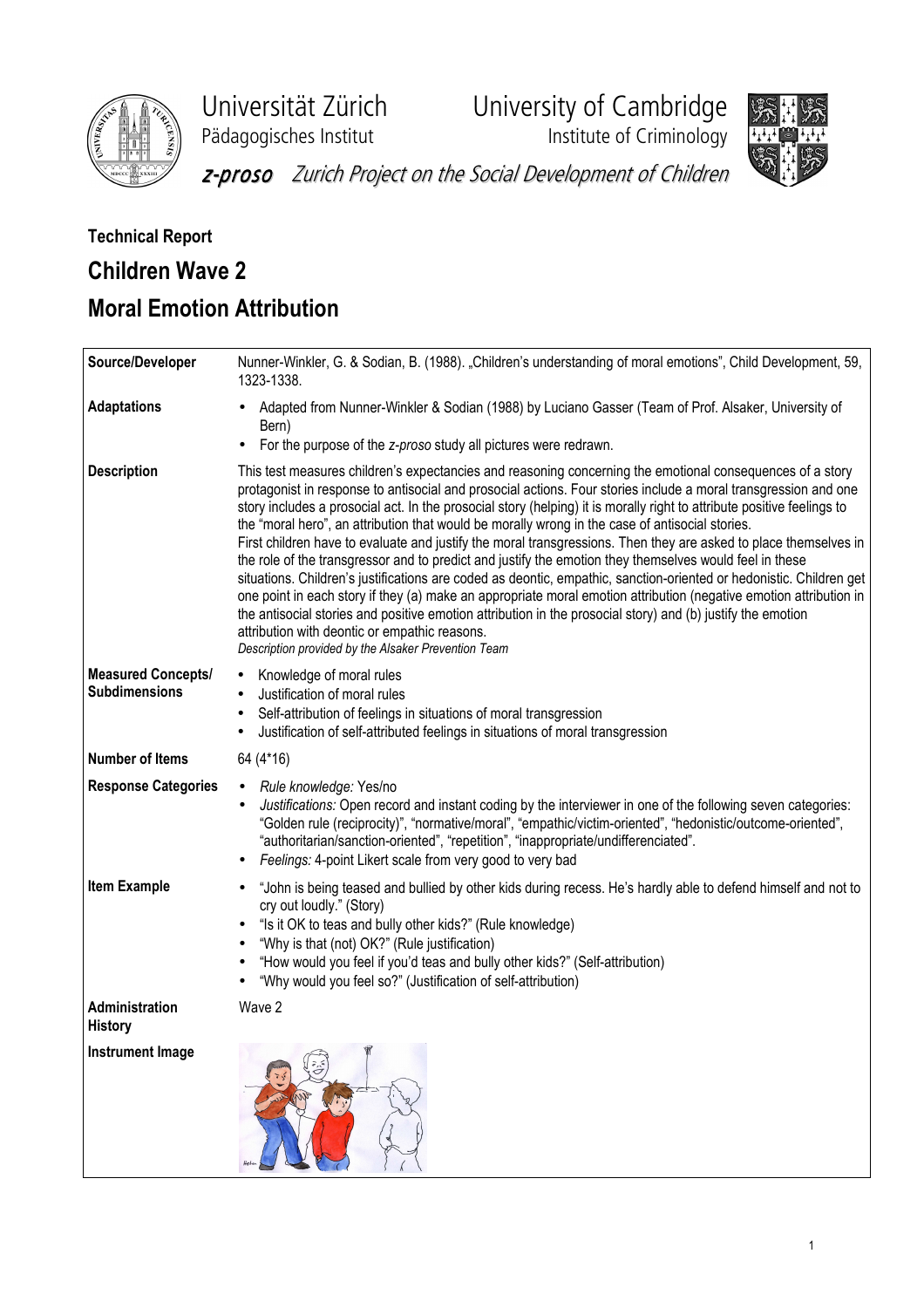Universität Zürich
Pädagogisches Institut

University of Cambridge
Institute of Criminology

*z-proso* Zurich Project on the Social Development of Children

**Technical Report**

# Children Wave 2

# Moral Emotion Attribution

| | |
|---|---|
| **Source/Developer** | Nunner-Winkler, G. & Sodian, B. (1988). „Children's understanding of moral emotions", Child Development, 59, 1323-1338. |
| **Adaptations** | • Adapted from Nunner-Winkler & Sodian (1988) by Luciano Gasser (Team of Prof. Alsaker, University of Bern)<br>• For the purpose of the *z-proso* study all pictures were redrawn. |
| **Description** | This test measures children's expectancies and reasoning concerning the emotional consequences of a story protagonist in response to antisocial and prosocial actions. Four stories include a moral transgression and one story includes a prosocial act. In the prosocial story (helping) it is morally right to attribute positive feelings to the "moral hero", an attribution that would be morally wrong in the case of antisocial stories.<br>First children have to evaluate and justify the moral transgressions. Then they are asked to place themselves in the role of the transgressor and to predict and justify the emotion they themselves would feel in these situations. Children's justifications are coded as deontic, empathic, sanction-oriented or hedonistic. Children get one point in each story if they (a) make an appropriate moral emotion attribution (negative emotion attribution in the antisocial stories and positive emotion attribution in the prosocial story) and (b) justify the emotion attribution with deontic or empathic reasons.<br>*Description provided by the Alsaker Prevention Team* |
| **Measured Concepts/ Subdimensions** | • Knowledge of moral rules<br>• Justification of moral rules<br>• Self-attribution of feelings in situations of moral transgression<br>• Justification of self-attributed feelings in situations of moral transgression |
| **Number of Items** | 64 (4*16) |
| **Response Categories** | • *Rule knowledge:* Yes/no<br>• *Justifications:* Open record and instant coding by the interviewer in one of the following seven categories: "Golden rule (reciprocity)", "normative/moral", "empathic/victim-oriented", "hedonistic/outcome-oriented", "authoritarian/sanction-oriented", "repetition", "inappropriate/undifferenciated".<br>• *Feelings:* 4-point Likert scale from very good to very bad |
| **Item Example** | • "John is being teased and bullied by other kids during recess. He's hardly able to defend himself and not to cry out loudly." (Story)<br>• "Is it OK to teas and bully other kids?" (Rule knowledge)<br>• "Why is that (not) OK?" (Rule justification)<br>• "How would you feel if you'd teas and bully other kids?" (Self-attribution)<br>• "Why would you feel so?" (Justification of self-attribution) |
| **Administration History** | Wave 2 |
| **Instrument Image** | |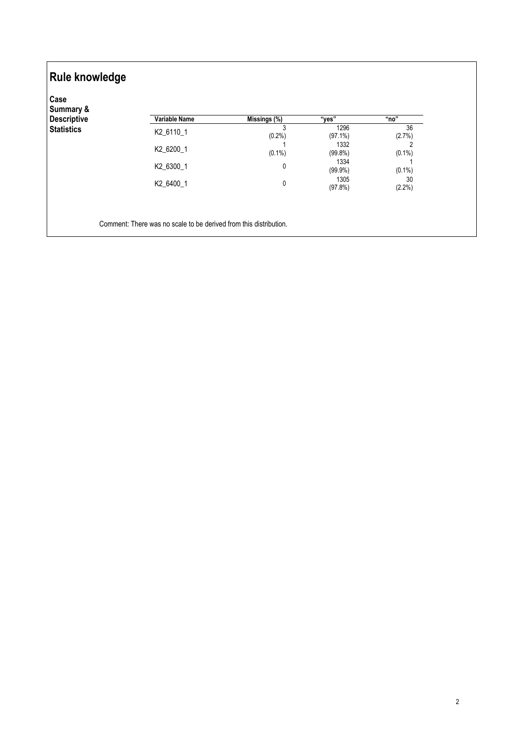# Rule knowledge

**Case Summary & Descriptive Statistics**

| Variable Name | Missings (%) | "yes" | "no" |
|---|---|---|---|
| K2_6110_1 | 3 (0.2%) | 1296 (97.1%) | 36 (2.7%) |
| K2_6200_1 | 1 (0.1%) | 1332 (99.8%) | 2 (0.1%) |
| K2_6300_1 | 0 | 1334 (99.9%) | 1 (0.1%) |
| K2_6400_1 | 0 | 1305 (97.8%) | 30 (2.2%) |

Comment: There was no scale to be derived from this distribution.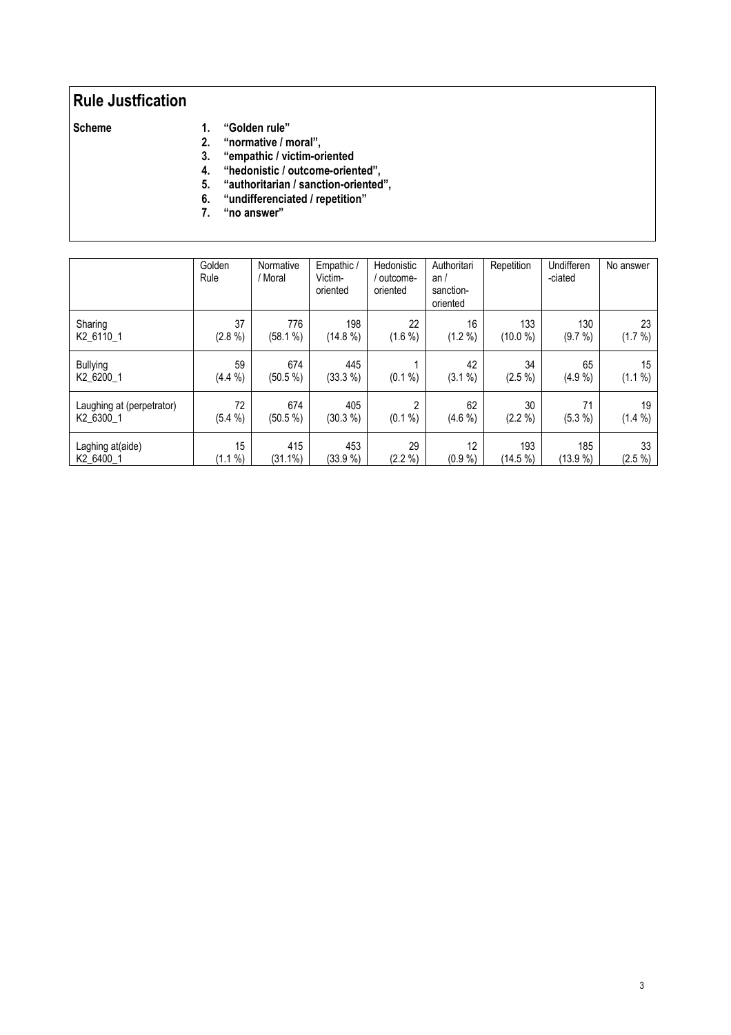## Rule Justfication

**Scheme**

1. **"Golden rule"**
2. **"normative / moral",**
3. **"empathic / victim-oriented**
4. **"hedonistic / outcome-oriented",**
5. **"authoritarian / sanction-oriented",**
6. **"undifferenciated / repetition"**
7. **"no answer"**

| | Golden Rule | Normative / Moral | Empathic / Victim-oriented | Hedonistic / outcome-oriented | Authoritarian / sanction-oriented | Repetition | Undifferen-ciated | No answer |
|---|---|---|---|---|---|---|---|---|
| Sharing K2_6110_1 | 37 (2.8 %) | 776 (58.1 %) | 198 (14.8 %) | 22 (1.6 %) | 16 (1.2 %) | 133 (10.0 %) | 130 (9.7 %) | 23 (1.7 %) |
| Bullying K2_6200_1 | 59 (4.4 %) | 674 (50.5 %) | 445 (33.3 %) | 1 (0.1 %) | 42 (3.1 %) | 34 (2.5 %) | 65 (4.9 %) | 15 (1.1 %) |
| Laughing at (perpetrator) K2_6300_1 | 72 (5.4 %) | 674 (50.5 %) | 405 (30.3 %) | 2 (0.1 %) | 62 (4.6 %) | 30 (2.2 %) | 71 (5.3 %) | 19 (1.4 %) |
| Laghing at(aide) K2_6400_1 | 15 (1.1 %) | 415 (31.1%) | 453 (33.9 %) | 29 (2.2 %) | 12 (0.9 %) | 193 (14.5 %) | 185 (13.9 %) | 33 (2.5 %) |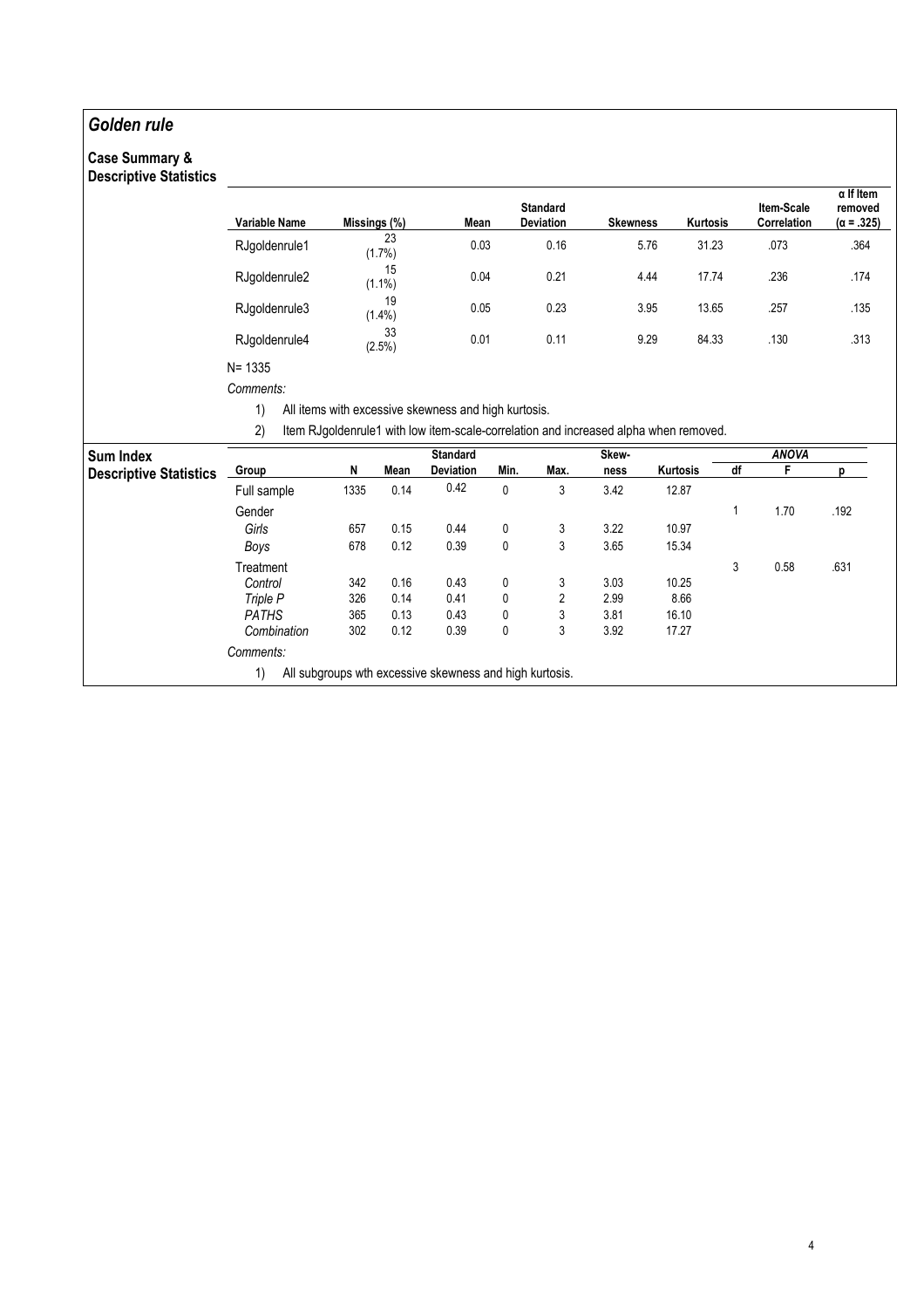## *Golden rule*

### Case Summary & Descriptive Statistics

| Variable Name | Missings (%) | Mean | Standard Deviation | Skewness | Kurtosis | Item-Scale Correlation | α If Item removed (α = .325) |
|---|---|---|---|---|---|---|---|
| RJgoldenrule1 | 23 (1.7%) | 0.03 | 0.16 | 5.76 | 31.23 | .073 | .364 |
| RJgoldenrule2 | 15 (1.1%) | 0.04 | 0.21 | 4.44 | 17.74 | .236 | .174 |
| RJgoldenrule3 | 19 (1.4%) | 0.05 | 0.23 | 3.95 | 13.65 | .257 | .135 |
| RJgoldenrule4 | 33 (2.5%) | 0.01 | 0.11 | 9.29 | 84.33 | .130 | .313 |

N= 1335

*Comments:*

1) All items with excessive skewness and high kurtosis.
2) Item RJgoldenrule1 with low item-scale-correlation and increased alpha when removed.

### Sum Index Descriptive Statistics

| Group | N | Mean | Standard Deviation | Min. | Max. | Skew-ness | Kurtosis | ANOVA df | ANOVA F | ANOVA p |
|---|---|---|---|---|---|---|---|---|---|---|
| Full sample | 1335 | 0.14 | 0.42 | 0 | 3 | 3.42 | 12.87 | | | |
| Gender | | | | | | | | 1 | 1.70 | .192 |
| *Girls* | 657 | 0.15 | 0.44 | 0 | 3 | 3.22 | 10.97 | | | |
| *Boys* | 678 | 0.12 | 0.39 | 0 | 3 | 3.65 | 15.34 | | | |
| Treatment | | | | | | | | 3 | 0.58 | .631 |
| *Control* | 342 | 0.16 | 0.43 | 0 | 3 | 3.03 | 10.25 | | | |
| *Triple P* | 326 | 0.14 | 0.41 | 0 | 2 | 2.99 | 8.66 | | | |
| *PATHS* | 365 | 0.13 | 0.43 | 0 | 3 | 3.81 | 16.10 | | | |
| *Combination* | 302 | 0.12 | 0.39 | 0 | 3 | 3.92 | 17.27 | | | |

*Comments:*

1) All subgroups wth excessive skewness and high kurtosis.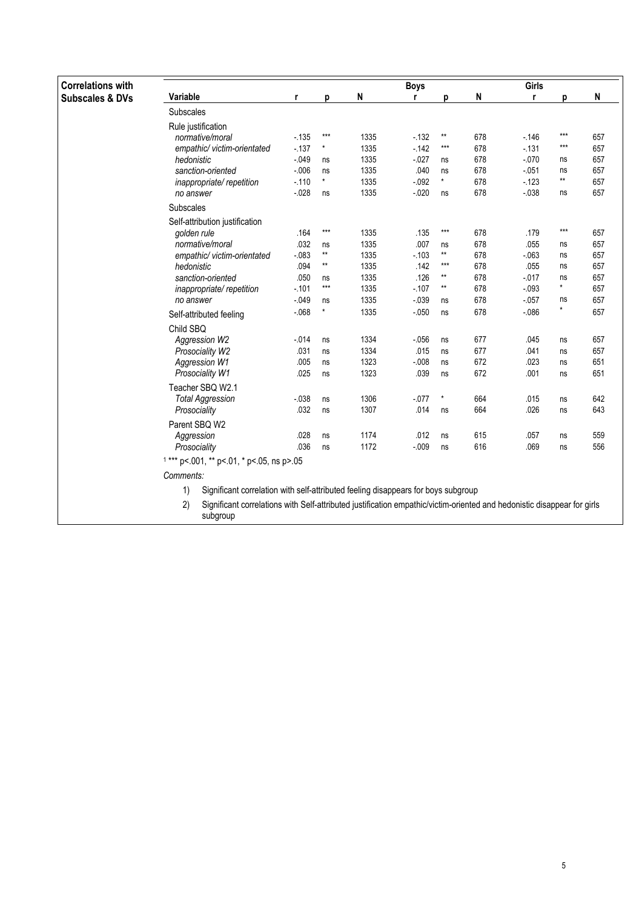**Correlations with Subscales & DVs**

| Variable | r | p | N | Boys r | Boys p | Boys N | Girls r | Girls p | Girls N |
|---|---|---|---|---|---|---|---|---|---|
| Subscales | | | | | | | | | |
| Rule justification | | | | | | | | | |
| *normative/moral* | -.135 | *** | 1335 | -.132 | ** | 678 | -.146 | *** | 657 |
| *empathic/ victim-orientated* | -.137 | * | 1335 | -.142 | *** | 678 | -.131 | *** | 657 |
| *hedonistic* | -.049 | ns | 1335 | -.027 | ns | 678 | -.070 | ns | 657 |
| *sanction-oriented* | -.006 | ns | 1335 | .040 | ns | 678 | -.051 | ns | 657 |
| *inappropriate/ repetition* | -.110 | * | 1335 | -.092 | * | 678 | -.123 | ** | 657 |
| *no answer* | -.028 | ns | 1335 | -.020 | ns | 678 | -.038 | ns | 657 |
| Subscales | | | | | | | | | |
| Self-attribution justification | | | | | | | | | |
| *golden rule* | .164 | *** | 1335 | .135 | *** | 678 | .179 | *** | 657 |
| *normative/moral* | .032 | ns | 1335 | .007 | ns | 678 | .055 | ns | 657 |
| *empathic/ victim-orientated* | -.083 | ** | 1335 | -.103 | ** | 678 | -.063 | ns | 657 |
| *hedonistic* | .094 | ** | 1335 | .142 | *** | 678 | .055 | ns | 657 |
| *sanction-oriented* | .050 | ns | 1335 | .126 | ** | 678 | -.017 | ns | 657 |
| *inappropriate/ repetition* | -.101 | *** | 1335 | -.107 | ** | 678 | -.093 | * | 657 |
| *no answer* | -.049 | ns | 1335 | -.039 | ns | 678 | -.057 | ns | 657 |
| Self-attributed feeling | -.068 | * | 1335 | -.050 | ns | 678 | -.086 | * | 657 |
| Child SBQ | | | | | | | | | |
| *Aggression W2* | -.014 | ns | 1334 | -.056 | ns | 677 | .045 | ns | 657 |
| *Prosociality W2* | .031 | ns | 1334 | .015 | ns | 677 | .041 | ns | 657 |
| *Aggression W1* | .005 | ns | 1323 | -.008 | ns | 672 | .023 | ns | 651 |
| *Prosociality W1* | .025 | ns | 1323 | .039 | ns | 672 | .001 | ns | 651 |
| Teacher SBQ W2.1 | | | | | | | | | |
| *Total Aggression* | -.038 | ns | 1306 | -.077 | * | 664 | .015 | ns | 642 |
| *Prosociality* | .032 | ns | 1307 | .014 | ns | 664 | .026 | ns | 643 |
| Parent SBQ W2 | | | | | | | | | |
| *Aggression* | .028 | ns | 1174 | .012 | ns | 615 | .057 | ns | 559 |
| *Prosociality* | .036 | ns | 1172 | -.009 | ns | 616 | .069 | ns | 556 |

[1] *** p<.001, ** p<.01, * p<.05, ns p>.05

*Comments:*

1) Significant correlation with self-attributed feeling disappears for boys subgroup
2) Significant correlations with Self-attributed justification empathic/victim-oriented and hedonistic disappear for girls subgroup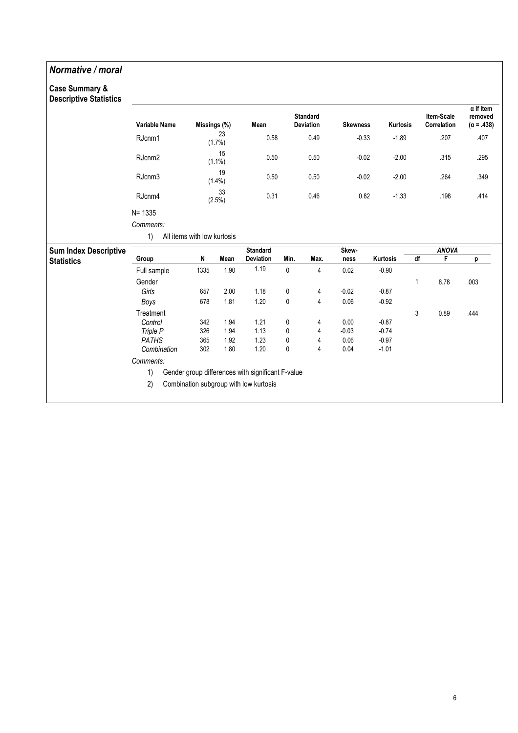# *Normative / moral*

**Case Summary & Descriptive Statistics**

| Variable Name | Missings (%) | Mean | Standard Deviation | Skewness | Kurtosis | Item-Scale Correlation | α If Item removed (α = .438) |
|---|---|---|---|---|---|---|---|
| RJcnm1 | 23 (1.7%) | 0.58 | 0.49 | -0.33 | -1.89 | .207 | .407 |
| RJcnm2 | 15 (1.1%) | 0.50 | 0.50 | -0.02 | -2.00 | .315 | .295 |
| RJcnm3 | 19 (1.4%) | 0.50 | 0.50 | -0.02 | -2.00 | .264 | .349 |
| RJcnm4 | 33 (2.5%) | 0.31 | 0.46 | 0.82 | -1.33 | .198 | .414 |

N= 1335

*Comments:*

1) All items with low kurtosis

**Sum Index Descriptive Statistics**

| Group | N | Mean | Standard Deviation | Min. | Max. | Skew-ness | Kurtosis | ANOVA df | ANOVA F | ANOVA p |
|---|---|---|---|---|---|---|---|---|---|---|
| Full sample | 1335 | 1.90 | 1.19 | 0 | 4 | 0.02 | -0.90 | | | |
| Gender | | | | | | | | 1 | 8.78 | .003 |
| *Girls* | 657 | 2.00 | 1.18 | 0 | 4 | -0.02 | -0.87 | | | |
| *Boys* | 678 | 1.81 | 1.20 | 0 | 4 | 0.06 | -0.92 | | | |
| Treatment | | | | | | | | 3 | 0.89 | .444 |
| *Control* | 342 | 1.94 | 1.21 | 0 | 4 | 0.00 | -0.87 | | | |
| *Triple P* | 326 | 1.94 | 1.13 | 0 | 4 | -0.03 | -0.74 | | | |
| *PATHS* | 365 | 1.92 | 1.23 | 0 | 4 | 0.06 | -0.97 | | | |
| *Combination* | 302 | 1.80 | 1.20 | 0 | 4 | 0.04 | -1.01 | | | |

*Comments:*

1) Gender group differences with significant F-value
2) Combination subgroup with low kurtosis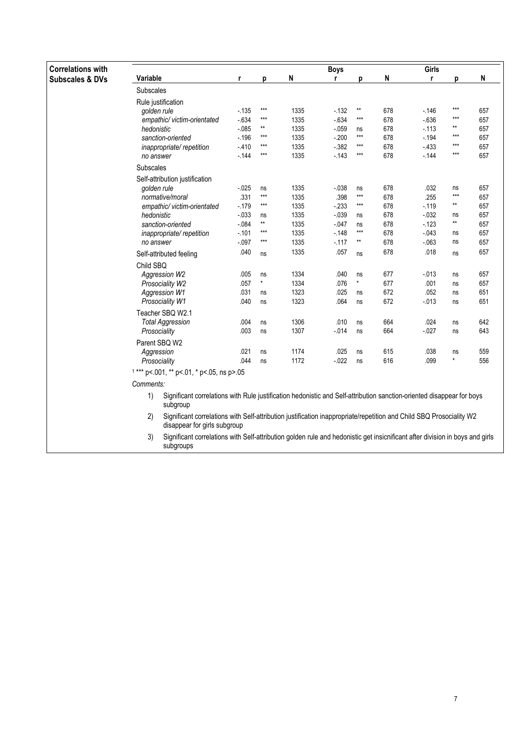**Correlations with Subscales & DVs**

| Variable | r | p | N | Boys r | p | N | Girls r | p | N |
|---|---|---|---|---|---|---|---|---|---|
| Subscales | | | | | | | | | |
| Rule justification | | | | | | | | | |
| *golden rule* | -.135 | *** | 1335 | -.132 | ** | 678 | -.146 | *** | 657 |
| *empathic/ victim-orientated* | -.634 | *** | 1335 | -.634 | *** | 678 | -.636 | *** | 657 |
| *hedonistic* | -.085 | ** | 1335 | -.059 | ns | 678 | -.113 | ** | 657 |
| *sanction-oriented* | -.196 | *** | 1335 | -.200 | *** | 678 | -.194 | *** | 657 |
| *inappropriate/ repetition* | -.410 | *** | 1335 | -.382 | *** | 678 | -.433 | *** | 657 |
| *no answer* | -.144 | *** | 1335 | -.143 | *** | 678 | -.144 | *** | 657 |
| Subscales | | | | | | | | | |
| Self-attribution justification | | | | | | | | | |
| *golden rule* | -.025 | ns | 1335 | -.038 | ns | 678 | .032 | ns | 657 |
| *normative/moral* | .331 | *** | 1335 | .398 | *** | 678 | .255 | *** | 657 |
| *empathic/ victim-orientated* | -.179 | *** | 1335 | -.233 | *** | 678 | -.119 | ** | 657 |
| *hedonistic* | -.033 | ns | 1335 | -.039 | ns | 678 | -.032 | ns | 657 |
| *sanction-oriented* | -.084 | ** | 1335 | -.047 | ns | 678 | -.123 | ** | 657 |
| *inappropriate/ repetition* | -.101 | *** | 1335 | -.148 | *** | 678 | -.043 | ns | 657 |
| *no answer* | -.097 | *** | 1335 | -.117 | ** | 678 | -.063 | ns | 657 |
| Self-attributed feeling | .040 | ns | 1335 | .057 | ns | 678 | .018 | ns | 657 |
| Child SBQ | | | | | | | | | |
| *Aggression W2* | .005 | ns | 1334 | .040 | ns | 677 | -.013 | ns | 657 |
| *Prosociality W2* | .057 | * | 1334 | .076 | * | 677 | .001 | ns | 657 |
| *Aggression W1* | .031 | ns | 1323 | .025 | ns | 672 | .052 | ns | 651 |
| *Prosociality W1* | .040 | ns | 1323 | .064 | ns | 672 | -.013 | ns | 651 |
| Teacher SBQ W2.1 | | | | | | | | | |
| *Total Aggression* | .004 | ns | 1306 | .010 | ns | 664 | .024 | ns | 642 |
| *Prosociality* | .003 | ns | 1307 | -.014 | ns | 664 | -.027 | ns | 643 |
| Parent SBQ W2 | | | | | | | | | |
| *Aggression* | .021 | ns | 1174 | .025 | ns | 615 | .038 | ns | 559 |
| *Prosociality* | .044 | ns | 1172 | -.022 | ns | 616 | .099 | * | 556 |

[1] *** p<.001, ** p<.01, * p<.05, ns p>.05

*Comments:*

1) Significant correlations with Rule justification hedonistic and Self-attribution sanction-oriented disappear for boys subgroup
2) Significant correlations with Self-attribution justification inappropriate/repetition and Child SBQ Prosociality W2 disappear for girls subgroup
3) Significant correlations with Self-attribution golden rule and hedonistic get insicnificant after division in boys and girls subgroups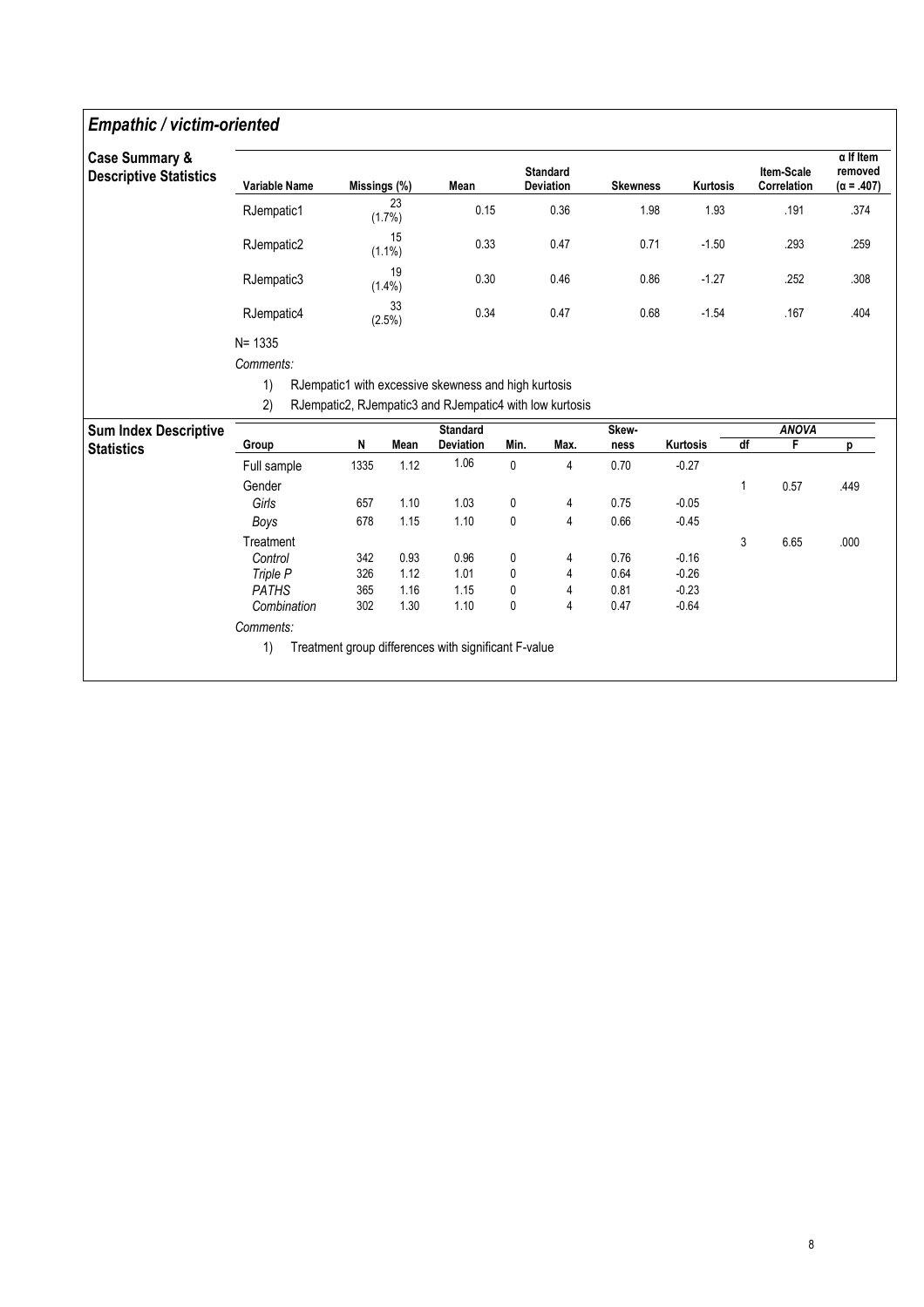## *Empathic / victim-oriented*

### Case Summary & Descriptive Statistics

| Variable Name | Missings (%) | Mean | Standard Deviation | Skewness | Kurtosis | Item-Scale Correlation | α If Item removed (α = .407) |
|---|---|---|---|---|---|---|---|
| RJempatic1 | 23 (1.7%) | 0.15 | 0.36 | 1.98 | 1.93 | .191 | .374 |
| RJempatic2 | 15 (1.1%) | 0.33 | 0.47 | 0.71 | -1.50 | .293 | .259 |
| RJempatic3 | 19 (1.4%) | 0.30 | 0.46 | 0.86 | -1.27 | .252 | .308 |
| RJempatic4 | 33 (2.5%) | 0.34 | 0.47 | 0.68 | -1.54 | .167 | .404 |

N= 1335

*Comments:*

1) RJempatic1 with excessive skewness and high kurtosis
2) RJempatic2, RJempatic3 and RJempatic4 with low kurtosis

### Sum Index Descriptive Statistics

| Group | N | Mean | Standard Deviation | Min. | Max. | Skew-ness | Kurtosis | ANOVA df | ANOVA F | ANOVA p |
|---|---|---|---|---|---|---|---|---|---|---|
| Full sample | 1335 | 1.12 | 1.06 | 0 | 4 | 0.70 | -0.27 | | | |
| Gender | | | | | | | | 1 | 0.57 | .449 |
| *Girls* | 657 | 1.10 | 1.03 | 0 | 4 | 0.75 | -0.05 | | | |
| *Boys* | 678 | 1.15 | 1.10 | 0 | 4 | 0.66 | -0.45 | | | |
| Treatment | | | | | | | | 3 | 6.65 | .000 |
| *Control* | 342 | 0.93 | 0.96 | 0 | 4 | 0.76 | -0.16 | | | |
| *Triple P* | 326 | 1.12 | 1.01 | 0 | 4 | 0.64 | -0.26 | | | |
| *PATHS* | 365 | 1.16 | 1.15 | 0 | 4 | 0.81 | -0.23 | | | |
| *Combination* | 302 | 1.30 | 1.10 | 0 | 4 | 0.47 | -0.64 | | | |

*Comments:*

1) Treatment group differences with significant F-value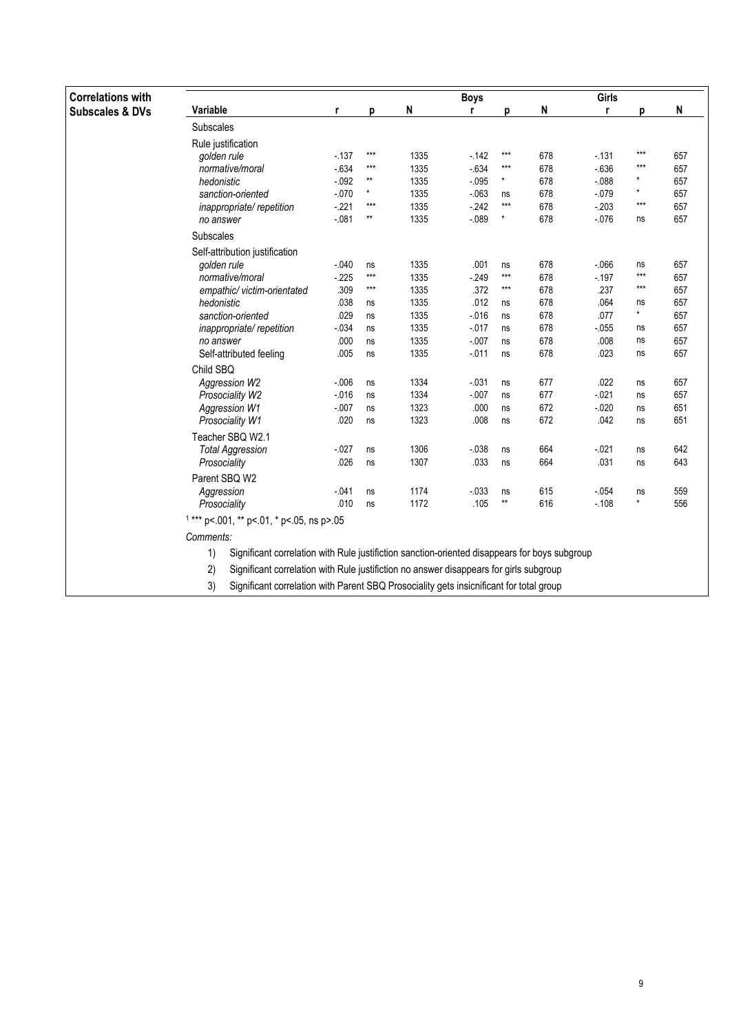**Correlations with Subscales & DVs**

| Variable | r | p | N | Boys r | p | N | Girls r | p | N |
|---|---|---|---|---|---|---|---|---|---|
| Subscales | | | | | | | | | |
| Rule justification | | | | | | | | | |
| *golden rule* | -.137 | *** | 1335 | -.142 | *** | 678 | -.131 | *** | 657 |
| *normative/moral* | -.634 | *** | 1335 | -.634 | *** | 678 | -.636 | *** | 657 |
| *hedonistic* | -.092 | ** | 1335 | -.095 | * | 678 | -.088 | * | 657 |
| *sanction-oriented* | -.070 | * | 1335 | -.063 | ns | 678 | -.079 | * | 657 |
| *inappropriate/ repetition* | -.221 | *** | 1335 | -.242 | *** | 678 | -.203 | *** | 657 |
| *no answer* | -.081 | ** | 1335 | -.089 | * | 678 | -.076 | ns | 657 |
| Subscales | | | | | | | | | |
| Self-attribution justification | | | | | | | | | |
| *golden rule* | -.040 | ns | 1335 | .001 | ns | 678 | -.066 | ns | 657 |
| *normative/moral* | -.225 | *** | 1335 | -.249 | *** | 678 | -.197 | *** | 657 |
| *empathic/ victim-orientated* | .309 | *** | 1335 | .372 | *** | 678 | .237 | *** | 657 |
| *hedonistic* | .038 | ns | 1335 | .012 | ns | 678 | .064 | ns | 657 |
| *sanction-oriented* | .029 | ns | 1335 | -.016 | ns | 678 | .077 | * | 657 |
| *inappropriate/ repetition* | -.034 | ns | 1335 | -.017 | ns | 678 | -.055 | ns | 657 |
| *no answer* | .000 | ns | 1335 | -.007 | ns | 678 | .008 | ns | 657 |
| Self-attributed feeling | .005 | ns | 1335 | -.011 | ns | 678 | .023 | ns | 657 |
| Child SBQ | | | | | | | | | |
| *Aggression W2* | -.006 | ns | 1334 | -.031 | ns | 677 | .022 | ns | 657 |
| *Prosociality W2* | -.016 | ns | 1334 | -.007 | ns | 677 | -.021 | ns | 657 |
| *Aggression W1* | -.007 | ns | 1323 | .000 | ns | 672 | -.020 | ns | 651 |
| *Prosociality W1* | .020 | ns | 1323 | .008 | ns | 672 | .042 | ns | 651 |
| Teacher SBQ W2.1 | | | | | | | | | |
| *Total Aggression* | -.027 | ns | 1306 | -.038 | ns | 664 | -.021 | ns | 642 |
| *Prosociality* | .026 | ns | 1307 | .033 | ns | 664 | .031 | ns | 643 |
| Parent SBQ W2 | | | | | | | | | |
| *Aggression* | -.041 | ns | 1174 | -.033 | ns | 615 | -.054 | ns | 559 |
| *Prosociality* | .010 | ns | 1172 | .105 | ** | 616 | -.108 | * | 556 |

[1] *** p<.001, ** p<.01, * p<.05, ns p>.05

*Comments:*

1) Significant correlation with Rule justifiction sanction-oriented disappears for boys subgroup
2) Significant correlation with Rule justifiction no answer disappears for girls subgroup
3) Significant correlation with Parent SBQ Prosociality gets insicnificant for total group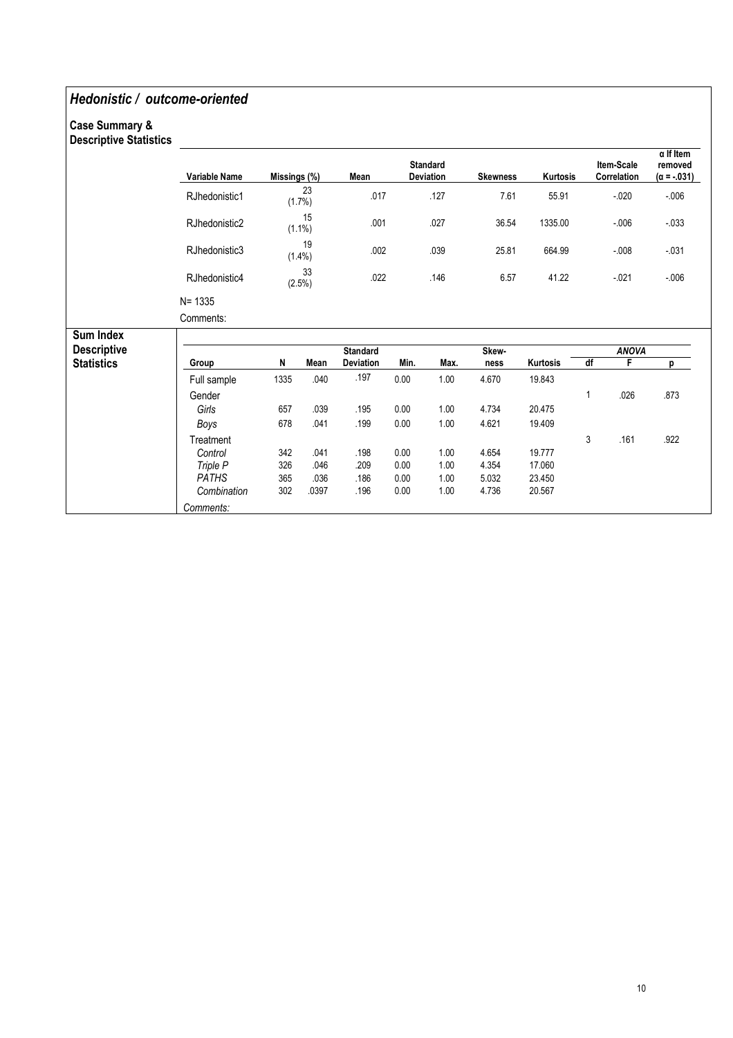## *Hedonistic / outcome-oriented*

**Case Summary & Descriptive Statistics**

| Variable Name | Missings (%) | Mean | Standard Deviation | Skewness | Kurtosis | Item-Scale Correlation | α If Item removed (α = -.031) |
|---|---|---|---|---|---|---|---|
| RJhedonistic1 | 23 (1.7%) | .017 | .127 | 7.61 | 55.91 | -.020 | -.006 |
| RJhedonistic2 | 15 (1.1%) | .001 | .027 | 36.54 | 1335.00 | -.006 | -.033 |
| RJhedonistic3 | 19 (1.4%) | .002 | .039 | 25.81 | 664.99 | -.008 | -.031 |
| RJhedonistic4 | 33 (2.5%) | .022 | .146 | 6.57 | 41.22 | -.021 | -.006 |

N= 1335

Comments:

**Sum Index Descriptive Statistics**

| Group | N | Mean | Standard Deviation | Min. | Max. | Skew-ness | Kurtosis | ANOVA df | F | p |
|---|---|---|---|---|---|---|---|---|---|---|
| Full sample | 1335 | .040 | .197 | 0.00 | 1.00 | 4.670 | 19.843 | | | |
| Gender | | | | | | | | 1 | .026 | .873 |
| *Girls* | 657 | .039 | .195 | 0.00 | 1.00 | 4.734 | 20.475 | | | |
| *Boys* | 678 | .041 | .199 | 0.00 | 1.00 | 4.621 | 19.409 | | | |
| Treatment | | | | | | | | 3 | .161 | .922 |
| *Control* | 342 | .041 | .198 | 0.00 | 1.00 | 4.654 | 19.777 | | | |
| *Triple P* | 326 | .046 | .209 | 0.00 | 1.00 | 4.354 | 17.060 | | | |
| *PATHS* | 365 | .036 | .186 | 0.00 | 1.00 | 5.032 | 23.450 | | | |
| *Combination* | 302 | .0397 | .196 | 0.00 | 1.00 | 4.736 | 20.567 | | | |

*Comments:*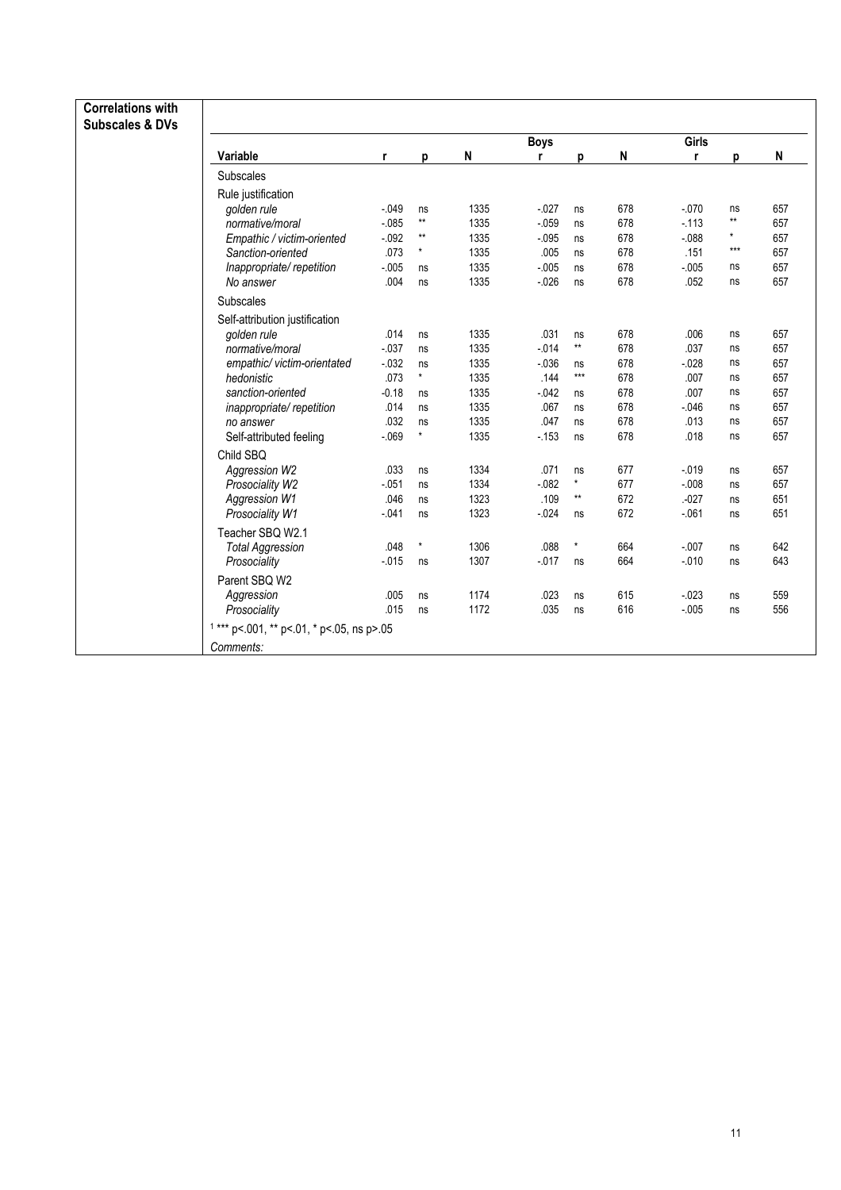**Correlations with Subscales & DVs**

| Variable | r | p | N | Boys r | p | N | Girls r | p | N |
|---|---|---|---|---|---|---|---|---|---|
| Subscales | | | | | | | | | |
| Rule justification | | | | | | | | | |
| *golden rule* | -.049 | ns | 1335 | -.027 | ns | 678 | -.070 | ns | 657 |
| *normative/moral* | -.085 | ** | 1335 | -.059 | ns | 678 | -.113 | ** | 657 |
| *Empathic / victim-oriented* | -.092 | ** | 1335 | -.095 | ns | 678 | -.088 | * | 657 |
| *Sanction-oriented* | .073 | * | 1335 | .005 | ns | 678 | .151 | *** | 657 |
| *Inappropriate/ repetition* | -.005 | ns | 1335 | -.005 | ns | 678 | -.005 | ns | 657 |
| *No answer* | .004 | ns | 1335 | -.026 | ns | 678 | .052 | ns | 657 |
| Subscales | | | | | | | | | |
| Self-attribution justification | | | | | | | | | |
| *golden rule* | .014 | ns | 1335 | .031 | ns | 678 | .006 | ns | 657 |
| *normative/moral* | -.037 | ns | 1335 | -.014 | ** | 678 | .037 | ns | 657 |
| *empathic/ victim-orientated* | -.032 | ns | 1335 | -.036 | ns | 678 | -.028 | ns | 657 |
| *hedonistic* | .073 | * | 1335 | .144 | *** | 678 | .007 | ns | 657 |
| *sanction-oriented* | -0.18 | ns | 1335 | -.042 | ns | 678 | .007 | ns | 657 |
| *inappropriate/ repetition* | .014 | ns | 1335 | .067 | ns | 678 | -.046 | ns | 657 |
| *no answer* | .032 | ns | 1335 | .047 | ns | 678 | .013 | ns | 657 |
| Self-attributed feeling | -.069 | * | 1335 | -.153 | ns | 678 | .018 | ns | 657 |
| Child SBQ | | | | | | | | | |
| *Aggression W2* | .033 | ns | 1334 | .071 | ns | 677 | -.019 | ns | 657 |
| *Prosociality W2* | -.051 | ns | 1334 | -.082 | * | 677 | -.008 | ns | 657 |
| *Aggression W1* | .046 | ns | 1323 | .109 | ** | 672 | .-027 | ns | 651 |
| *Prosociality W1* | -.041 | ns | 1323 | -.024 | ns | 672 | -.061 | ns | 651 |
| Teacher SBQ W2.1 | | | | | | | | | |
| *Total Aggression* | .048 | * | 1306 | .088 | * | 664 | -.007 | ns | 642 |
| *Prosociality* | -.015 | ns | 1307 | -.017 | ns | 664 | -.010 | ns | 643 |
| Parent SBQ W2 | | | | | | | | | |
| *Aggression* | .005 | ns | 1174 | .023 | ns | 615 | -.023 | ns | 559 |
| *Prosociality* | .015 | ns | 1172 | .035 | ns | 616 | -.005 | ns | 556 |

[1] *** p<.001, ** p<.01, * p<.05, ns p>.05

*Comments:*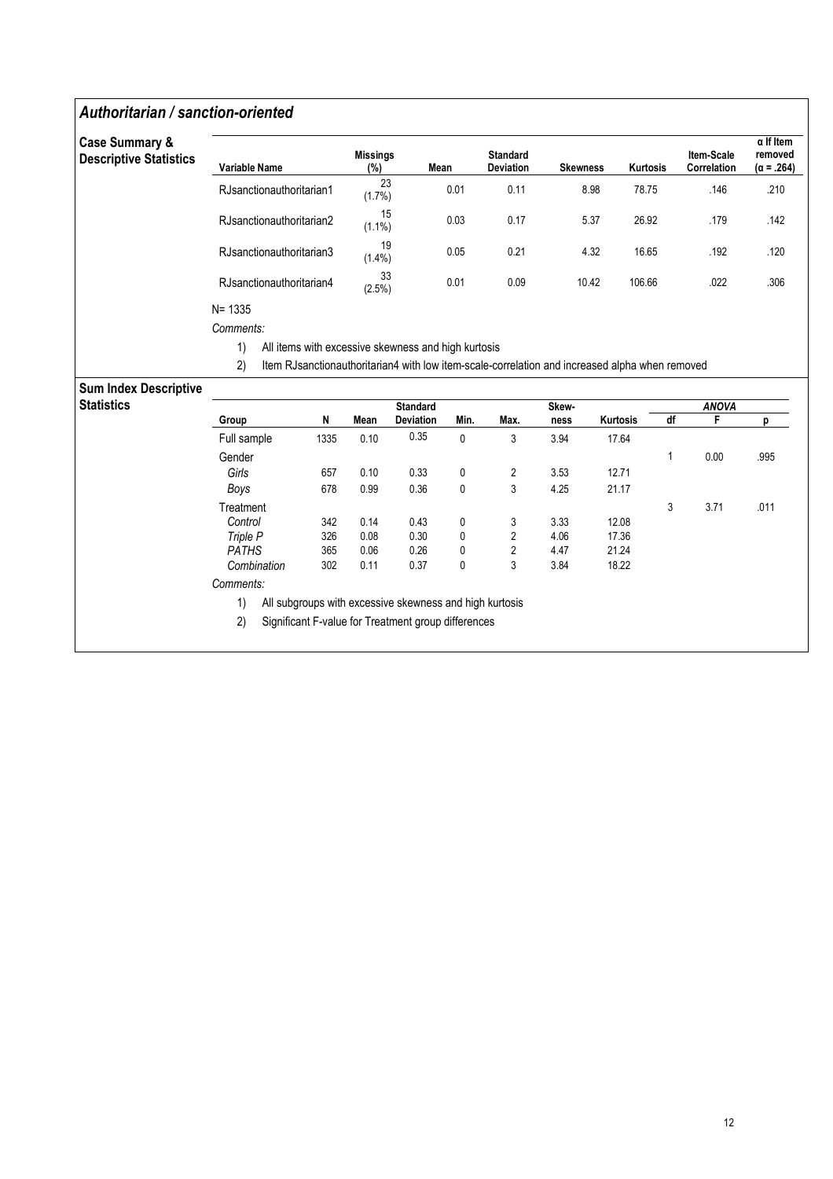## *Authoritarian / sanction-oriented*

**Case Summary & Descriptive Statistics**

| Variable Name | Missings (%) | Mean | Standard Deviation | Skewness | Kurtosis | Item-Scale Correlation | α If Item removed (α = .264) |
|---|---|---|---|---|---|---|---|
| RJsanctionauthoritarian1 | 23 (1.7%) | 0.01 | 0.11 | 8.98 | 78.75 | .146 | .210 |
| RJsanctionauthoritarian2 | 15 (1.1%) | 0.03 | 0.17 | 5.37 | 26.92 | .179 | .142 |
| RJsanctionauthoritarian3 | 19 (1.4%) | 0.05 | 0.21 | 4.32 | 16.65 | .192 | .120 |
| RJsanctionauthoritarian4 | 33 (2.5%) | 0.01 | 0.09 | 10.42 | 106.66 | .022 | .306 |

N= 1335

*Comments:*

1) All items with excessive skewness and high kurtosis
2) Item RJsanctionauthoritarian4 with low item-scale-correlation and increased alpha when removed

**Sum Index Descriptive Statistics**

| Group | N | Mean | Standard Deviation | Min. | Max. | Skew-ness | Kurtosis | ANOVA df | ANOVA F | ANOVA p |
|---|---|---|---|---|---|---|---|---|---|---|
| Full sample | 1335 | 0.10 | 0.35 | 0 | 3 | 3.94 | 17.64 | | | |
| Gender | | | | | | | | 1 | 0.00 | .995 |
| *Girls* | 657 | 0.10 | 0.33 | 0 | 2 | 3.53 | 12.71 | | | |
| *Boys* | 678 | 0.99 | 0.36 | 0 | 3 | 4.25 | 21.17 | | | |
| Treatment | | | | | | | | 3 | 3.71 | .011 |
| *Control* | 342 | 0.14 | 0.43 | 0 | 3 | 3.33 | 12.08 | | | |
| *Triple P* | 326 | 0.08 | 0.30 | 0 | 2 | 4.06 | 17.36 | | | |
| *PATHS* | 365 | 0.06 | 0.26 | 0 | 2 | 4.47 | 21.24 | | | |
| *Combination* | 302 | 0.11 | 0.37 | 0 | 3 | 3.84 | 18.22 | | | |

*Comments:*

1) All subgroups with excessive skewness and high kurtosis
2) Significant F-value for Treatment group differences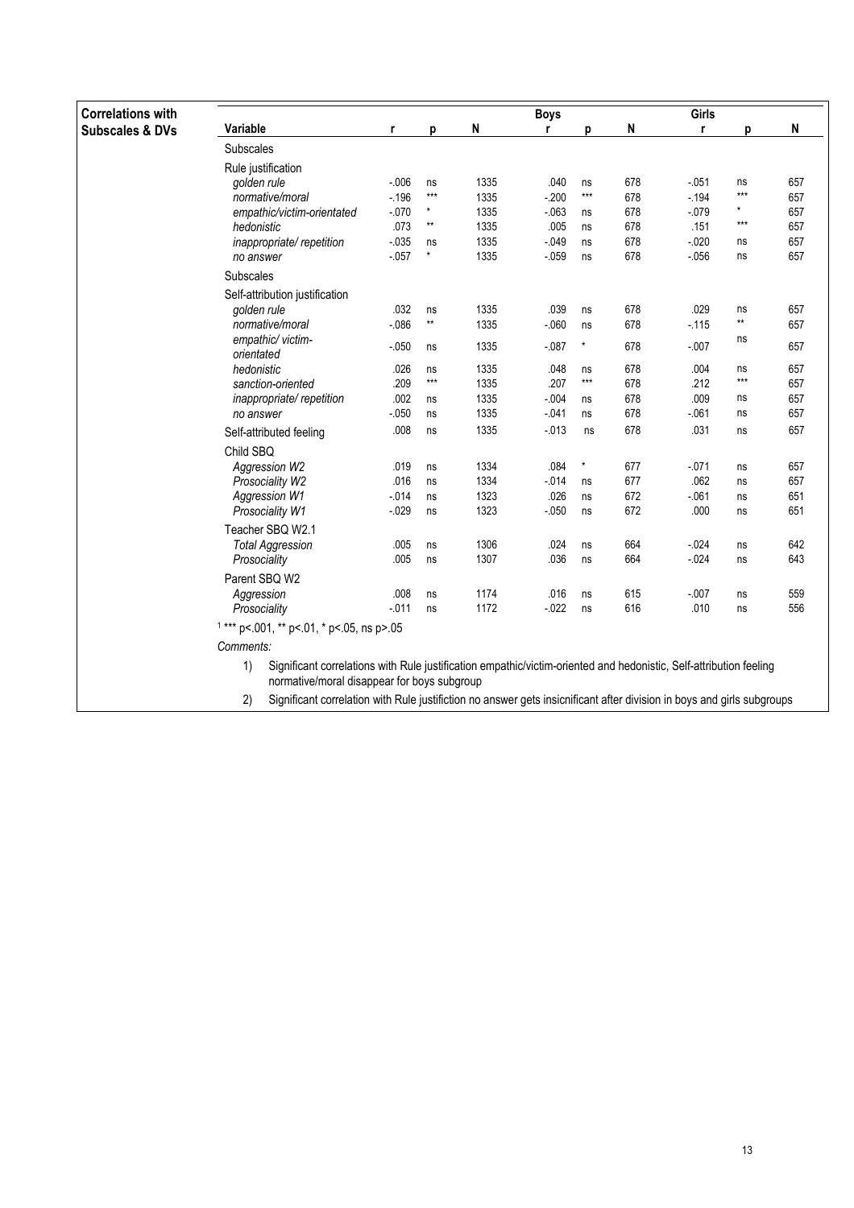**Correlations with Subscales & DVs**

| Variable | r | p | N | Boys r | p | N | Girls r | p | N |
|---|---|---|---|---|---|---|---|---|---|
| Subscales | | | | | | | | | |
| Rule justification | | | | | | | | | |
| *golden rule* | -.006 | ns | 1335 | .040 | ns | 678 | -.051 | ns | 657 |
| *normative/moral* | -.196 | *** | 1335 | -.200 | *** | 678 | -.194 | *** | 657 |
| *empathic/victim-orientated* | -.070 | * | 1335 | -.063 | ns | 678 | -.079 | * | 657 |
| *hedonistic* | .073 | ** | 1335 | .005 | ns | 678 | .151 | *** | 657 |
| *inappropriate/ repetition* | -.035 | ns | 1335 | -.049 | ns | 678 | -.020 | ns | 657 |
| *no answer* | -.057 | * | 1335 | -.059 | ns | 678 | -.056 | ns | 657 |
| Subscales | | | | | | | | | |
| Self-attribution justification | | | | | | | | | |
| *golden rule* | .032 | ns | 1335 | .039 | ns | 678 | .029 | ns | 657 |
| *normative/moral* | -.086 | ** | 1335 | -.060 | ns | 678 | -.115 | ** | 657 |
| *empathic/ victim-orientated* | -.050 | ns | 1335 | -.087 | * | 678 | -.007 | ns | 657 |
| *hedonistic* | .026 | ns | 1335 | .048 | ns | 678 | .004 | ns | 657 |
| *sanction-oriented* | .209 | *** | 1335 | .207 | *** | 678 | .212 | *** | 657 |
| *inappropriate/ repetition* | .002 | ns | 1335 | -.004 | ns | 678 | .009 | ns | 657 |
| *no answer* | -.050 | ns | 1335 | -.041 | ns | 678 | -.061 | ns | 657 |
| Self-attributed feeling | .008 | ns | 1335 | -.013 | ns | 678 | .031 | ns | 657 |
| Child SBQ | | | | | | | | | |
| *Aggression W2* | .019 | ns | 1334 | .084 | * | 677 | -.071 | ns | 657 |
| *Prosociality W2* | .016 | ns | 1334 | -.014 | ns | 677 | .062 | ns | 657 |
| *Aggression W1* | -.014 | ns | 1323 | .026 | ns | 672 | -.061 | ns | 651 |
| *Prosociality W1* | -.029 | ns | 1323 | -.050 | ns | 672 | .000 | ns | 651 |
| Teacher SBQ W2.1 | | | | | | | | | |
| *Total Aggression* | .005 | ns | 1306 | .024 | ns | 664 | -.024 | ns | 642 |
| *Prosociality* | .005 | ns | 1307 | .036 | ns | 664 | -.024 | ns | 643 |
| Parent SBQ W2 | | | | | | | | | |
| *Aggression* | .008 | ns | 1174 | .016 | ns | 615 | -.007 | ns | 559 |
| *Prosociality* | -.011 | ns | 1172 | -.022 | ns | 616 | .010 | ns | 556 |

[1] *** p<.001, ** p<.01, * p<.05, ns p>.05

*Comments:*

1) Significant correlations with Rule justification empathic/victim-oriented and hedonistic, Self-attribution feeling normative/moral disappear for boys subgroup
2) Significant correlation with Rule justifiction no answer gets insicnificant after division in boys and girls subgroups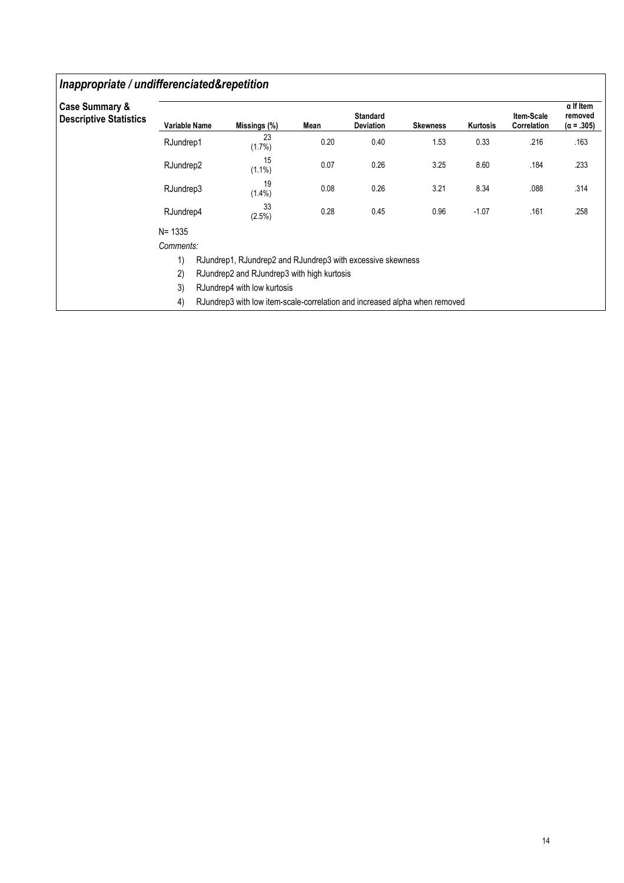## *Inappropriate / undifferenciated&repetition*

**Case Summary & Descriptive Statistics**

| Variable Name | Missings (%) | Mean | Standard Deviation | Skewness | Kurtosis | Item-Scale Correlation | α If Item removed (α = .305) |
|---|---|---|---|---|---|---|---|
| RJundrep1 | 23 (1.7%) | 0.20 | 0.40 | 1.53 | 0.33 | .216 | .163 |
| RJundrep2 | 15 (1.1%) | 0.07 | 0.26 | 3.25 | 8.60 | .184 | .233 |
| RJundrep3 | 19 (1.4%) | 0.08 | 0.26 | 3.21 | 8.34 | .088 | .314 |
| RJundrep4 | 33 (2.5%) | 0.28 | 0.45 | 0.96 | -1.07 | .161 | .258 |

N= 1335

*Comments:*

1) RJundrep1, RJundrep2 and RJundrep3 with excessive skewness
2) RJundrep2 and RJundrep3 with high kurtosis
3) RJundrep4 with low kurtosis
4) RJundrep3 with low item-scale-correlation and increased alpha when removed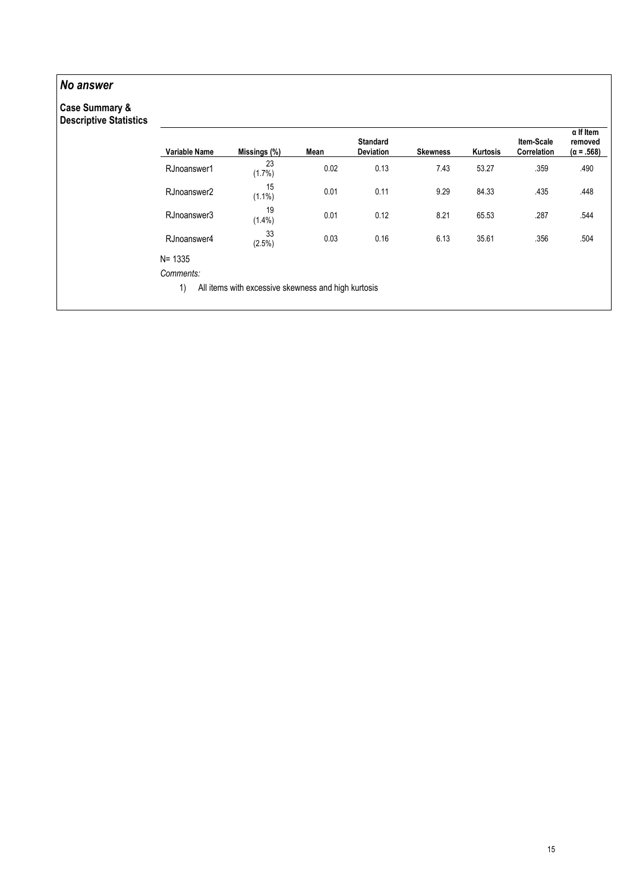## *No answer*

**Case Summary & Descriptive Statistics**

| Variable Name | Missings (%) | Mean | Standard Deviation | Skewness | Kurtosis | Item-Scale Correlation | α If Item removed (α = .568) |
|---|---|---|---|---|---|---|---|
| RJnoanswer1 | 23 (1.7%) | 0.02 | 0.13 | 7.43 | 53.27 | .359 | .490 |
| RJnoanswer2 | 15 (1.1%) | 0.01 | 0.11 | 9.29 | 84.33 | .435 | .448 |
| RJnoanswer3 | 19 (1.4%) | 0.01 | 0.12 | 8.21 | 65.53 | .287 | .544 |
| RJnoanswer4 | 33 (2.5%) | 0.03 | 0.16 | 6.13 | 35.61 | .356 | .504 |

N= 1335

*Comments:*

1) All items with excessive skewness and high kurtosis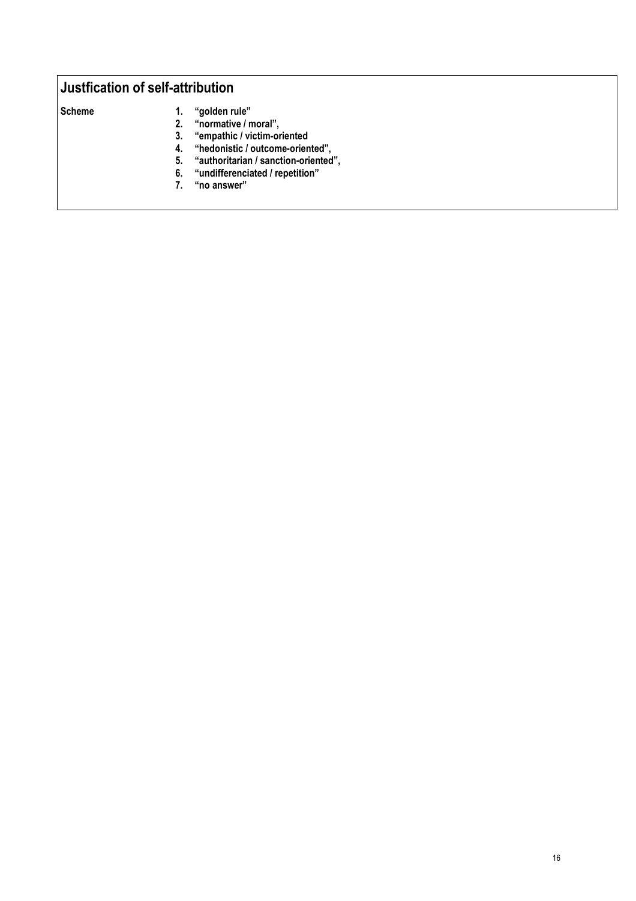## Justfication of self-attribution

**Scheme**

1. **"golden rule"**
2. **"normative / moral",**
3. **"empathic / victim-oriented**
4. **"hedonistic / outcome-oriented",**
5. **"authoritarian / sanction-oriented",**
6. **"undifferenciated / repetition"**
7. **"no answer"**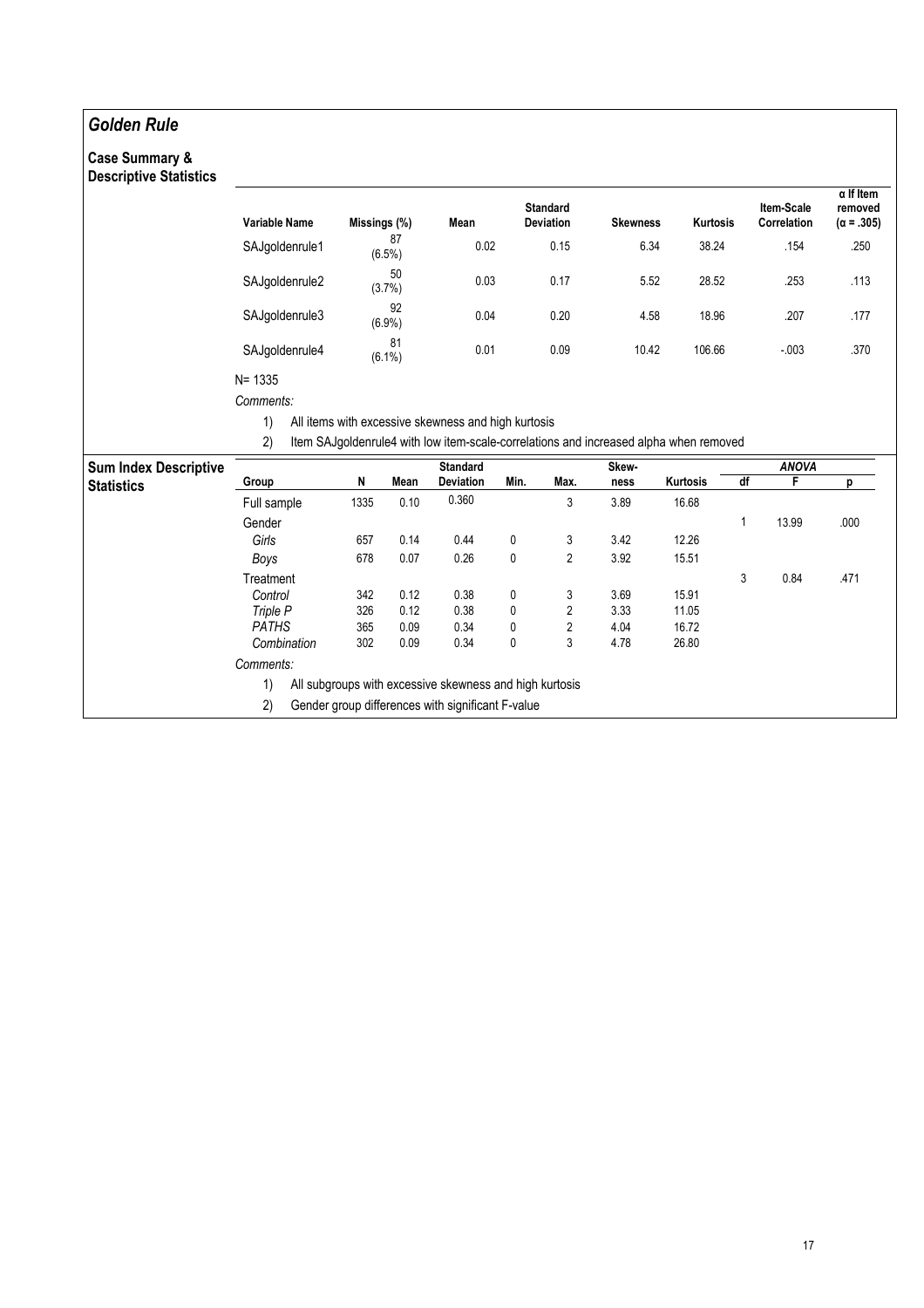# *Golden Rule*

## Case Summary & Descriptive Statistics

| Variable Name | Missings (%) | Mean | Standard Deviation | Skewness | Kurtosis | Item-Scale Correlation | α If Item removed (α = .305) |
|---|---|---|---|---|---|---|---|
| SAJgoldenrule1 | 87 (6.5%) | 0.02 | 0.15 | 6.34 | 38.24 | .154 | .250 |
| SAJgoldenrule2 | 50 (3.7%) | 0.03 | 0.17 | 5.52 | 28.52 | .253 | .113 |
| SAJgoldenrule3 | 92 (6.9%) | 0.04 | 0.20 | 4.58 | 18.96 | .207 | .177 |
| SAJgoldenrule4 | 81 (6.1%) | 0.01 | 0.09 | 10.42 | 106.66 | -.003 | .370 |

N= 1335

*Comments:*

1) All items with excessive skewness and high kurtosis
2) Item SAJgoldenrule4 with low item-scale-correlations and increased alpha when removed

## Sum Index Descriptive Statistics

| Group | N | Mean | Standard Deviation | Min. | Max. | Skew-ness | Kurtosis | ANOVA df | ANOVA F | ANOVA p |
|---|---|---|---|---|---|---|---|---|---|---|
| Full sample | 1335 | 0.10 | 0.360 | | 3 | 3.89 | 16.68 | | | |
| Gender | | | | | | | | 1 | 13.99 | .000 |
| *Girls* | 657 | 0.14 | 0.44 | 0 | 3 | 3.42 | 12.26 | | | |
| *Boys* | 678 | 0.07 | 0.26 | 0 | 2 | 3.92 | 15.51 | | | |
| Treatment | | | | | | | | 3 | 0.84 | .471 |
| *Control* | 342 | 0.12 | 0.38 | 0 | 3 | 3.69 | 15.91 | | | |
| *Triple P* | 326 | 0.12 | 0.38 | 0 | 2 | 3.33 | 11.05 | | | |
| *PATHS* | 365 | 0.09 | 0.34 | 0 | 2 | 4.04 | 16.72 | | | |
| *Combination* | 302 | 0.09 | 0.34 | 0 | 3 | 4.78 | 26.80 | | | |

*Comments:*

1) All subgroups with excessive skewness and high kurtosis
2) Gender group differences with significant F-value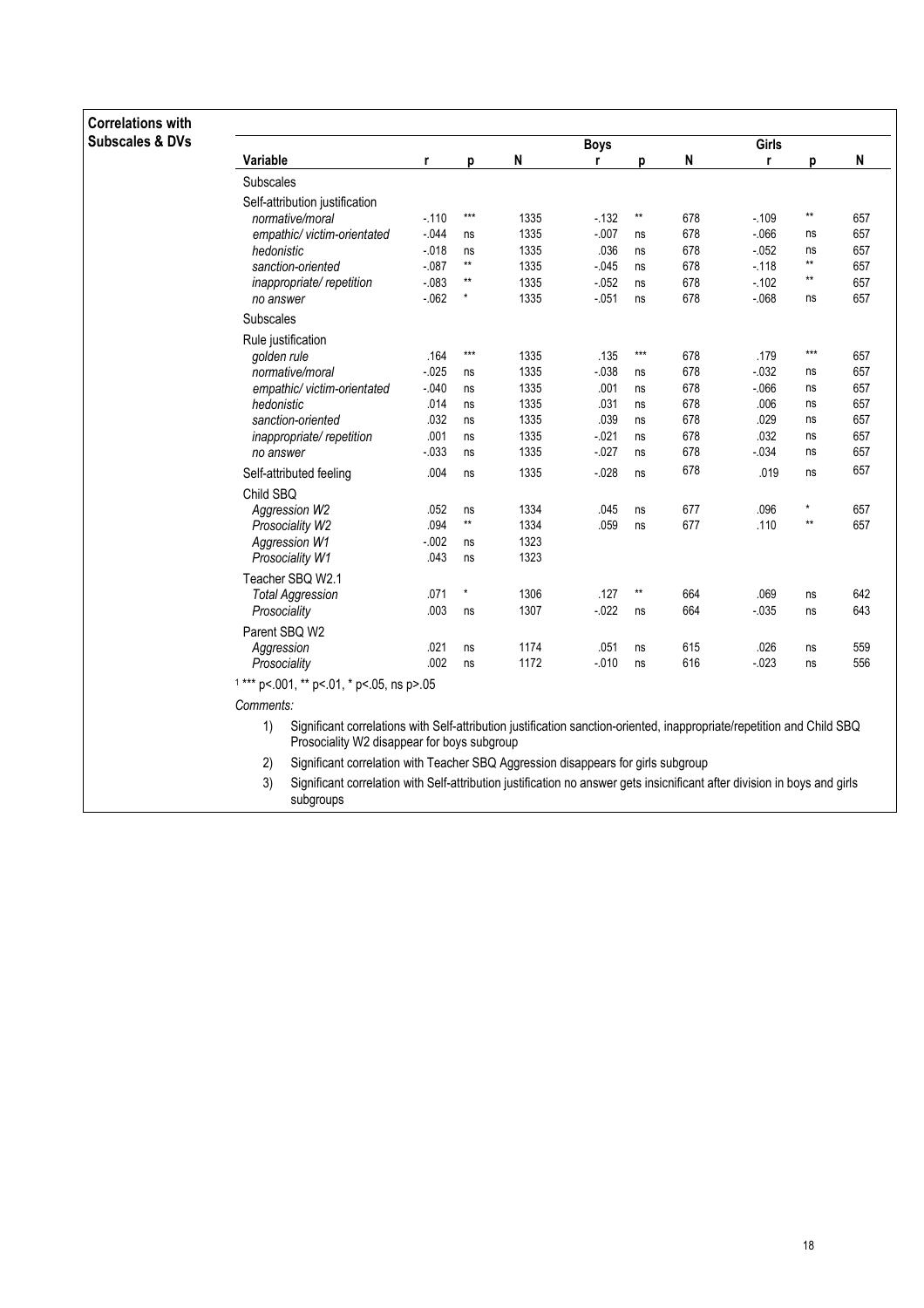**Correlations with Subscales & DVs**

| Variable | r | p | N | Boys r | p | N | Girls r | p | N |
|---|---|---|---|---|---|---|---|---|---|
| Subscales | | | | | | | | | |
| Self-attribution justification | | | | | | | | | |
| *normative/moral* | -.110 | *** | 1335 | -.132 | ** | 678 | -.109 | ** | 657 |
| *empathic/ victim-orientated* | -.044 | ns | 1335 | -.007 | ns | 678 | -.066 | ns | 657 |
| *hedonistic* | -.018 | ns | 1335 | .036 | ns | 678 | -.052 | ns | 657 |
| *sanction-oriented* | -.087 | ** | 1335 | -.045 | ns | 678 | -.118 | ** | 657 |
| *inappropriate/ repetition* | -.083 | ** | 1335 | -.052 | ns | 678 | -.102 | ** | 657 |
| *no answer* | -.062 | * | 1335 | -.051 | ns | 678 | -.068 | ns | 657 |
| Subscales | | | | | | | | | |
| Rule justification | | | | | | | | | |
| *golden rule* | .164 | *** | 1335 | .135 | *** | 678 | .179 | *** | 657 |
| *normative/moral* | -.025 | ns | 1335 | -.038 | ns | 678 | -.032 | ns | 657 |
| *empathic/ victim-orientated* | -.040 | ns | 1335 | .001 | ns | 678 | -.066 | ns | 657 |
| *hedonistic* | .014 | ns | 1335 | .031 | ns | 678 | .006 | ns | 657 |
| *sanction-oriented* | .032 | ns | 1335 | .039 | ns | 678 | .029 | ns | 657 |
| *inappropriate/ repetition* | .001 | ns | 1335 | -.021 | ns | 678 | .032 | ns | 657 |
| *no answer* | -.033 | ns | 1335 | -.027 | ns | 678 | -.034 | ns | 657 |
| Self-attributed feeling | .004 | ns | 1335 | -.028 | ns | 678 | .019 | ns | 657 |
| Child SBQ | | | | | | | | | |
| *Aggression W2* | .052 | ns | 1334 | .045 | ns | 677 | .096 | * | 657 |
| *Prosociality W2* | .094 | ** | 1334 | .059 | ns | 677 | .110 | ** | 657 |
| *Aggression W1* | -.002 | ns | 1323 | | | | | | |
| *Prosociality W1* | .043 | ns | 1323 | | | | | | |
| Teacher SBQ W2.1 | | | | | | | | | |
| *Total Aggression* | .071 | * | 1306 | .127 | ** | 664 | .069 | ns | 642 |
| *Prosociality* | .003 | ns | 1307 | -.022 | ns | 664 | -.035 | ns | 643 |
| Parent SBQ W2 | | | | | | | | | |
| *Aggression* | .021 | ns | 1174 | .051 | ns | 615 | .026 | ns | 559 |
| *Prosociality* | .002 | ns | 1172 | -.010 | ns | 616 | -.023 | ns | 556 |

[1] *** p<.001, ** p<.01, * p<.05, ns p>.05

*Comments:*

1) Significant correlations with Self-attribution justification sanction-oriented, inappropriate/repetition and Child SBQ Prosociality W2 disappear for boys subgroup
2) Significant correlation with Teacher SBQ Aggression disappears for girls subgroup
3) Significant correlation with Self-attribution justification no answer gets insicnificant after division in boys and girls subgroups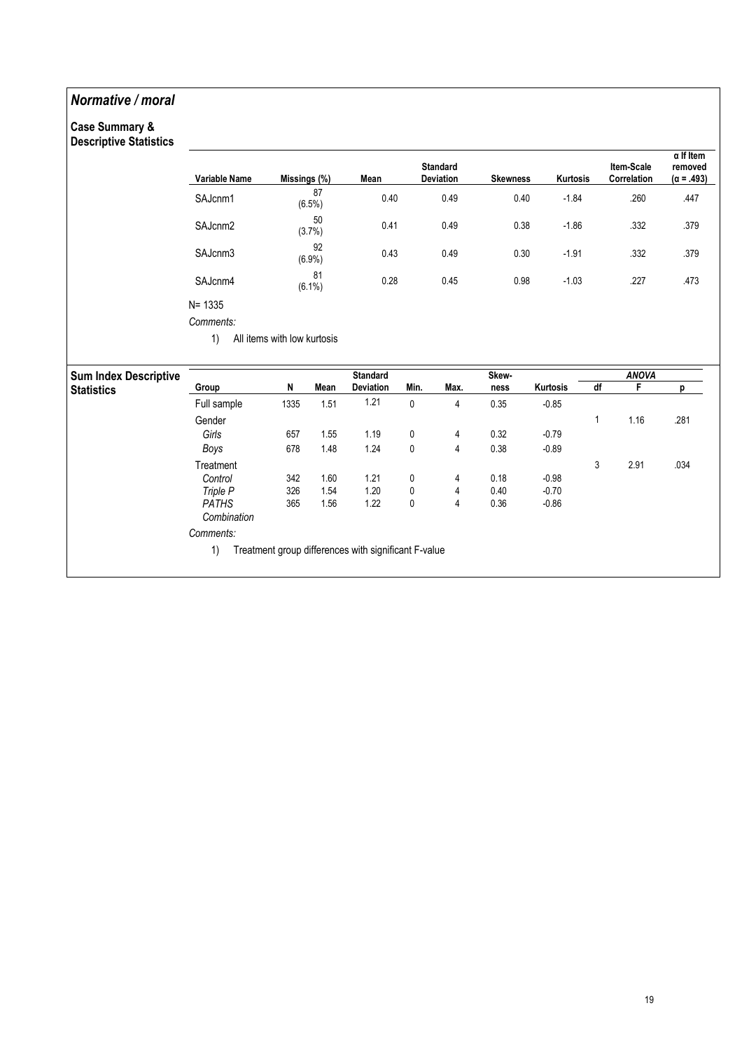## *Normative / moral*

### Case Summary & Descriptive Statistics

| Variable Name | Missings (%) | Mean | Standard Deviation | Skewness | Kurtosis | Item-Scale Correlation | α If Item removed (α = .493) |
|---|---|---|---|---|---|---|---|
| SAJcnm1 | 87 (6.5%) | 0.40 | 0.49 | 0.40 | -1.84 | .260 | .447 |
| SAJcnm2 | 50 (3.7%) | 0.41 | 0.49 | 0.38 | -1.86 | .332 | .379 |
| SAJcnm3 | 92 (6.9%) | 0.43 | 0.49 | 0.30 | -1.91 | .332 | .379 |
| SAJcnm4 | 81 (6.1%) | 0.28 | 0.45 | 0.98 | -1.03 | .227 | .473 |

N= 1335

*Comments:*

1) All items with low kurtosis

### Sum Index Descriptive Statistics

| Group | N | Mean | Standard Deviation | Min. | Max. | Skew-ness | Kurtosis | ANOVA df | ANOVA F | ANOVA p |
|---|---|---|---|---|---|---|---|---|---|---|
| Full sample | 1335 | 1.51 | 1.21 | 0 | 4 | 0.35 | -0.85 | | | |
| Gender | | | | | | | | 1 | 1.16 | .281 |
| *Girls* | 657 | 1.55 | 1.19 | 0 | 4 | 0.32 | -0.79 | | | |
| *Boys* | 678 | 1.48 | 1.24 | 0 | 4 | 0.38 | -0.89 | | | |
| Treatment | | | | | | | | 3 | 2.91 | .034 |
| *Control* | 342 | 1.60 | 1.21 | 0 | 4 | 0.18 | -0.98 | | | |
| *Triple P* | 326 | 1.54 | 1.20 | 0 | 4 | 0.40 | -0.70 | | | |
| *PATHS* | 365 | 1.56 | 1.22 | 0 | 4 | 0.36 | -0.86 | | | |
| *Combination* | | | | | | | | | | |

*Comments:*

1) Treatment group differences with significant F-value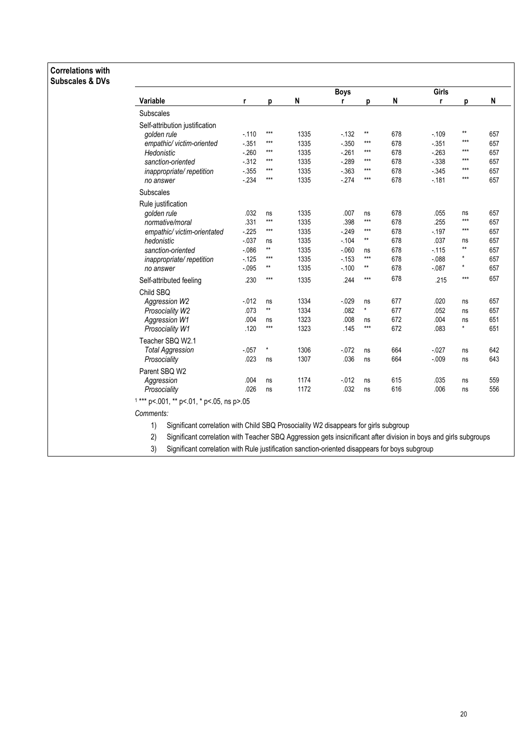**Correlations with Subscales & DVs**

| Variable | r | p | N | Boys r | p | N | Girls r | p | N |
|---|---|---|---|---|---|---|---|---|---|
| Subscales | | | | | | | | | |
| Self-attribution justification | | | | | | | | | |
| *golden rule* | -.110 | *** | 1335 | -.132 | ** | 678 | -.109 | ** | 657 |
| *empathic/ victim-oriented* | -.351 | *** | 1335 | -.350 | *** | 678 | -.351 | *** | 657 |
| *Hedonistic* | -.260 | *** | 1335 | -.261 | *** | 678 | -.263 | *** | 657 |
| *sanction-oriented* | -.312 | *** | 1335 | -.289 | *** | 678 | -.338 | *** | 657 |
| *inappropriate/ repetition* | -.355 | *** | 1335 | -.363 | *** | 678 | -.345 | *** | 657 |
| *no answer* | -.234 | *** | 1335 | -.274 | *** | 678 | -.181 | *** | 657 |
| Subscales | | | | | | | | | |
| Rule justification | | | | | | | | | |
| *golden rule* | .032 | ns | 1335 | .007 | ns | 678 | .055 | ns | 657 |
| *normative/moral* | .331 | *** | 1335 | .398 | *** | 678 | .255 | *** | 657 |
| *empathic/ victim-orientated* | -.225 | *** | 1335 | -.249 | *** | 678 | -.197 | *** | 657 |
| *hedonistic* | -.037 | ns | 1335 | -.104 | ** | 678 | .037 | ns | 657 |
| *sanction-oriented* | -.086 | ** | 1335 | -.060 | ns | 678 | -.115 | ** | 657 |
| *inappropriate/ repetition* | -.125 | *** | 1335 | -.153 | *** | 678 | -.088 | * | 657 |
| *no answer* | -.095 | ** | 1335 | -.100 | ** | 678 | -.087 | * | 657 |
| Self-attributed feeling | .230 | *** | 1335 | .244 | *** | 678 | .215 | *** | 657 |
| Child SBQ | | | | | | | | | |
| *Aggression W2* | -.012 | ns | 1334 | -.029 | ns | 677 | .020 | ns | 657 |
| *Prosociality W2* | .073 | ** | 1334 | .082 | * | 677 | .052 | ns | 657 |
| *Aggression W1* | .004 | ns | 1323 | .008 | ns | 672 | .004 | ns | 651 |
| *Prosociality W1* | .120 | *** | 1323 | .145 | *** | 672 | .083 | * | 651 |
| Teacher SBQ W2.1 | | | | | | | | | |
| *Total Aggression* | -.057 | * | 1306 | -.072 | ns | 664 | -.027 | ns | 642 |
| *Prosociality* | .023 | ns | 1307 | .036 | ns | 664 | -.009 | ns | 643 |
| Parent SBQ W2 | | | | | | | | | |
| *Aggression* | .004 | ns | 1174 | -.012 | ns | 615 | .035 | ns | 559 |
| *Prosociality* | .026 | ns | 1172 | .032 | ns | 616 | .006 | ns | 556 |

[1] *** p<.001, ** p<.01, * p<.05, ns p>.05

*Comments:*

1) Significant correlation with Child SBQ Prosociality W2 disappears for girls subgroup
2) Significant correlation with Teacher SBQ Aggression gets insicnificant after division in boys and girls subgroups
3) Significant correlation with Rule justification sanction-oriented disappears for boys subgroup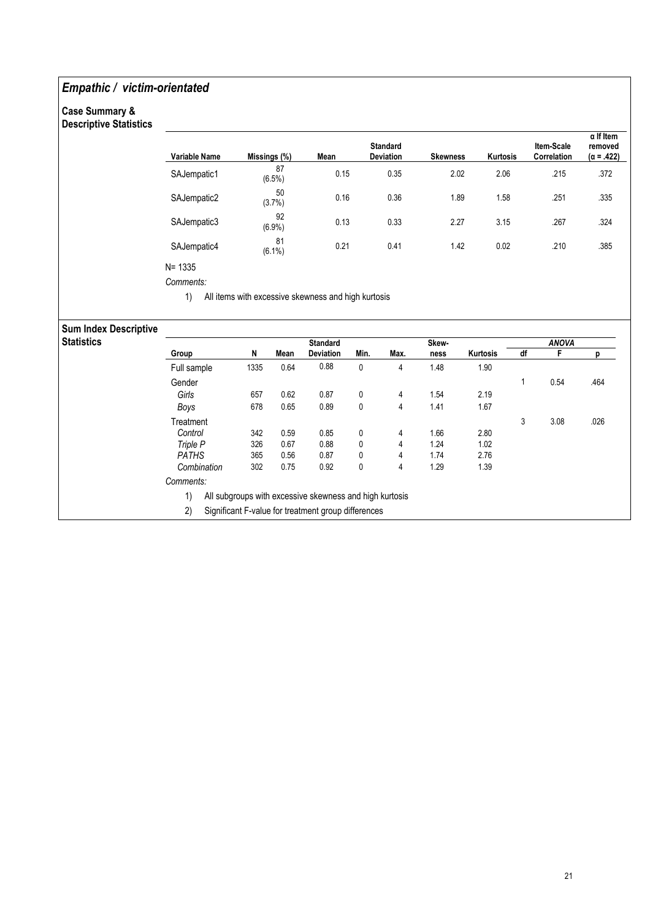## *Empathic / victim-orientated*

### Case Summary & Descriptive Statistics

| Variable Name | Missings (%) | Mean | Standard Deviation | Skewness | Kurtosis | Item-Scale Correlation | α If Item removed (α = .422) |
|---|---|---|---|---|---|---|---|
| SAJempatic1 | 87 (6.5%) | 0.15 | 0.35 | 2.02 | 2.06 | .215 | .372 |
| SAJempatic2 | 50 (3.7%) | 0.16 | 0.36 | 1.89 | 1.58 | .251 | .335 |
| SAJempatic3 | 92 (6.9%) | 0.13 | 0.33 | 2.27 | 3.15 | .267 | .324 |
| SAJempatic4 | 81 (6.1%) | 0.21 | 0.41 | 1.42 | 0.02 | .210 | .385 |

N= 1335

*Comments:*

1) All items with excessive skewness and high kurtosis

### Sum Index Descriptive Statistics

| Group | N | Mean | Standard Deviation | Min. | Max. | Skew-ness | Kurtosis | ANOVA | | |
|---|---|---|---|---|---|---|---|---|---|---|
| | | | | | | | | df | F | p |
| Full sample | 1335 | 0.64 | 0.88 | 0 | 4 | 1.48 | 1.90 | | | |
| Gender | | | | | | | | 1 | 0.54 | .464 |
| *Girls* | 657 | 0.62 | 0.87 | 0 | 4 | 1.54 | 2.19 | | | |
| *Boys* | 678 | 0.65 | 0.89 | 0 | 4 | 1.41 | 1.67 | | | |
| Treatment | | | | | | | | 3 | 3.08 | .026 |
| *Control* | 342 | 0.59 | 0.85 | 0 | 4 | 1.66 | 2.80 | | | |
| *Triple P* | 326 | 0.67 | 0.88 | 0 | 4 | 1.24 | 1.02 | | | |
| *PATHS* | 365 | 0.56 | 0.87 | 0 | 4 | 1.74 | 2.76 | | | |
| *Combination* | 302 | 0.75 | 0.92 | 0 | 4 | 1.29 | 1.39 | | | |

*Comments:*

1) All subgroups with excessive skewness and high kurtosis
2) Significant F-value for treatment group differences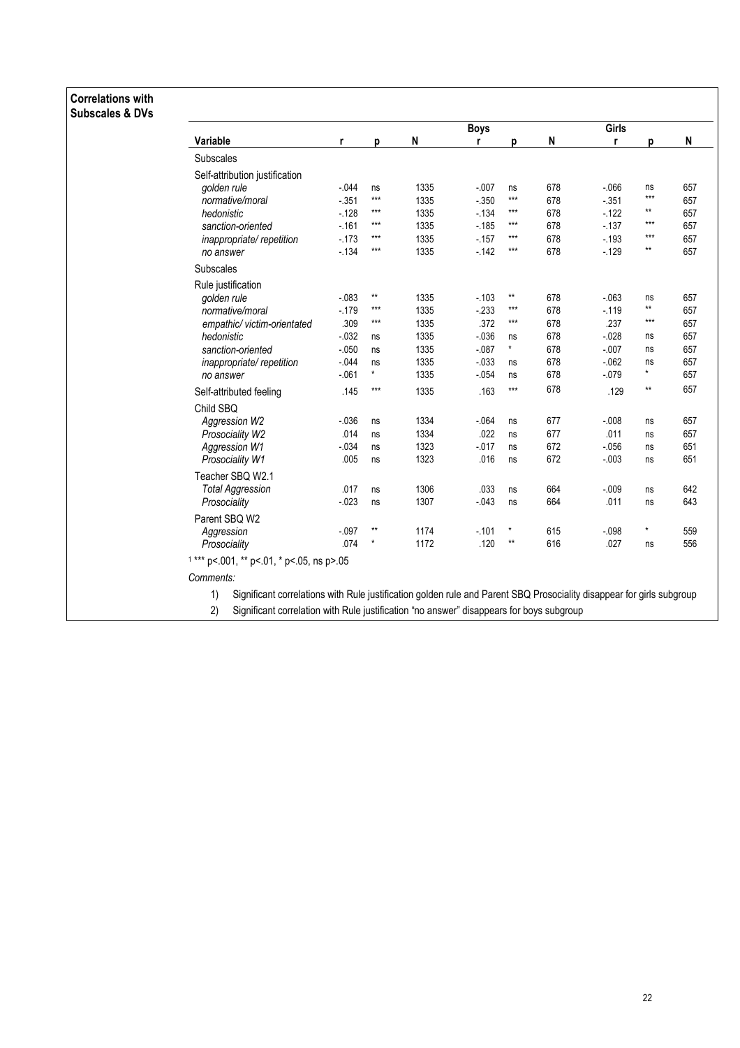**Correlations with Subscales & DVs**

| Variable | r | p | N | Boys r | p | N | Girls r | p | N |
|---|---|---|---|---|---|---|---|---|---|
| Subscales | | | | | | | | | |
| Self-attribution justification | | | | | | | | | |
| *golden rule* | -.044 | ns | 1335 | -.007 | ns | 678 | -.066 | ns | 657 |
| *normative/moral* | -.351 | *** | 1335 | -.350 | *** | 678 | -.351 | *** | 657 |
| *hedonistic* | -.128 | *** | 1335 | -.134 | *** | 678 | -.122 | ** | 657 |
| *sanction-oriented* | -.161 | *** | 1335 | -.185 | *** | 678 | -.137 | *** | 657 |
| *inappropriate/ repetition* | -.173 | *** | 1335 | -.157 | *** | 678 | -.193 | *** | 657 |
| *no answer* | -.134 | *** | 1335 | -.142 | *** | 678 | -.129 | ** | 657 |
| Subscales | | | | | | | | | |
| Rule justification | | | | | | | | | |
| *golden rule* | -.083 | ** | 1335 | -.103 | ** | 678 | -.063 | ns | 657 |
| *normative/moral* | -.179 | *** | 1335 | -.233 | *** | 678 | -.119 | ** | 657 |
| *empathic/ victim-orientated* | .309 | *** | 1335 | .372 | *** | 678 | .237 | *** | 657 |
| *hedonistic* | -.032 | ns | 1335 | -.036 | ns | 678 | -.028 | ns | 657 |
| *sanction-oriented* | -.050 | ns | 1335 | -.087 | * | 678 | -.007 | ns | 657 |
| *inappropriate/ repetition* | -.044 | ns | 1335 | -.033 | ns | 678 | -.062 | ns | 657 |
| *no answer* | -.061 | * | 1335 | -.054 | ns | 678 | -.079 | * | 657 |
| Self-attributed feeling | .145 | *** | 1335 | .163 | *** | 678 | .129 | ** | 657 |
| Child SBQ | | | | | | | | | |
| *Aggression W2* | -.036 | ns | 1334 | -.064 | ns | 677 | -.008 | ns | 657 |
| *Prosociality W2* | .014 | ns | 1334 | .022 | ns | 677 | .011 | ns | 657 |
| *Aggression W1* | -.034 | ns | 1323 | -.017 | ns | 672 | -.056 | ns | 651 |
| *Prosociality W1* | .005 | ns | 1323 | .016 | ns | 672 | -.003 | ns | 651 |
| Teacher SBQ W2.1 | | | | | | | | | |
| *Total Aggression* | .017 | ns | 1306 | .033 | ns | 664 | -.009 | ns | 642 |
| *Prosociality* | -.023 | ns | 1307 | -.043 | ns | 664 | .011 | ns | 643 |
| Parent SBQ W2 | | | | | | | | | |
| *Aggression* | -.097 | ** | 1174 | -.101 | * | 615 | -.098 | * | 559 |
| *Prosociality* | .074 | * | 1172 | .120 | ** | 616 | .027 | ns | 556 |

[1] *** p<.001, ** p<.01, * p<.05, ns p>.05

*Comments:*

1) Significant correlations with Rule justification golden rule and Parent SBQ Prosociality disappear for girls subgroup
2) Significant correlation with Rule justification "no answer" disappears for boys subgroup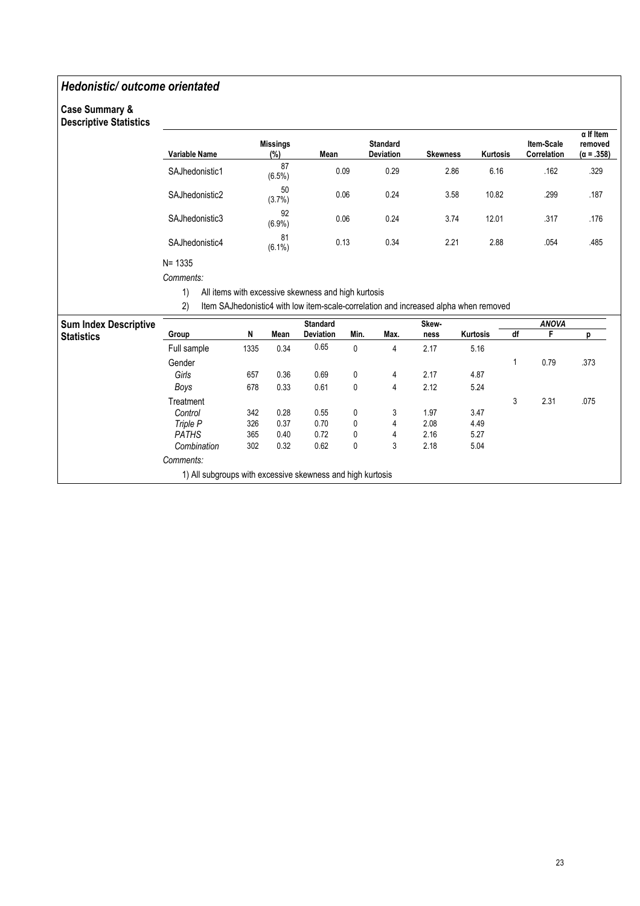## *Hedonistic/ outcome orientated*

**Case Summary & Descriptive Statistics**

| Variable Name | Missings (%) | Mean | Standard Deviation | Skewness | Kurtosis | Item-Scale Correlation | α If Item removed (α = .358) |
|---|---|---|---|---|---|---|---|
| SAJhedonistic1 | 87 (6.5%) | 0.09 | 0.29 | 2.86 | 6.16 | .162 | .329 |
| SAJhedonistic2 | 50 (3.7%) | 0.06 | 0.24 | 3.58 | 10.82 | .299 | .187 |
| SAJhedonistic3 | 92 (6.9%) | 0.06 | 0.24 | 3.74 | 12.01 | .317 | .176 |
| SAJhedonistic4 | 81 (6.1%) | 0.13 | 0.34 | 2.21 | 2.88 | .054 | .485 |

N= 1335

*Comments:*

1) All items with excessive skewness and high kurtosis
2) Item SAJhedonistic4 with low item-scale-correlation and increased alpha when removed

**Sum Index Descriptive Statistics**

| Group | N | Mean | Standard Deviation | Min. | Max. | Skew-ness | Kurtosis | ANOVA df | ANOVA F | ANOVA p |
|---|---|---|---|---|---|---|---|---|---|---|
| Full sample | 1335 | 0.34 | 0.65 | 0 | 4 | 2.17 | 5.16 | | | |
| Gender | | | | | | | | 1 | 0.79 | .373 |
| *Girls* | 657 | 0.36 | 0.69 | 0 | 4 | 2.17 | 4.87 | | | |
| *Boys* | 678 | 0.33 | 0.61 | 0 | 4 | 2.12 | 5.24 | | | |
| Treatment | | | | | | | | 3 | 2.31 | .075 |
| *Control* | 342 | 0.28 | 0.55 | 0 | 3 | 1.97 | 3.47 | | | |
| *Triple P* | 326 | 0.37 | 0.70 | 0 | 4 | 2.08 | 4.49 | | | |
| *PATHS* | 365 | 0.40 | 0.72 | 0 | 4 | 2.16 | 5.27 | | | |
| *Combination* | 302 | 0.32 | 0.62 | 0 | 3 | 2.18 | 5.04 | | | |

*Comments:*

1) All subgroups with excessive skewness and high kurtosis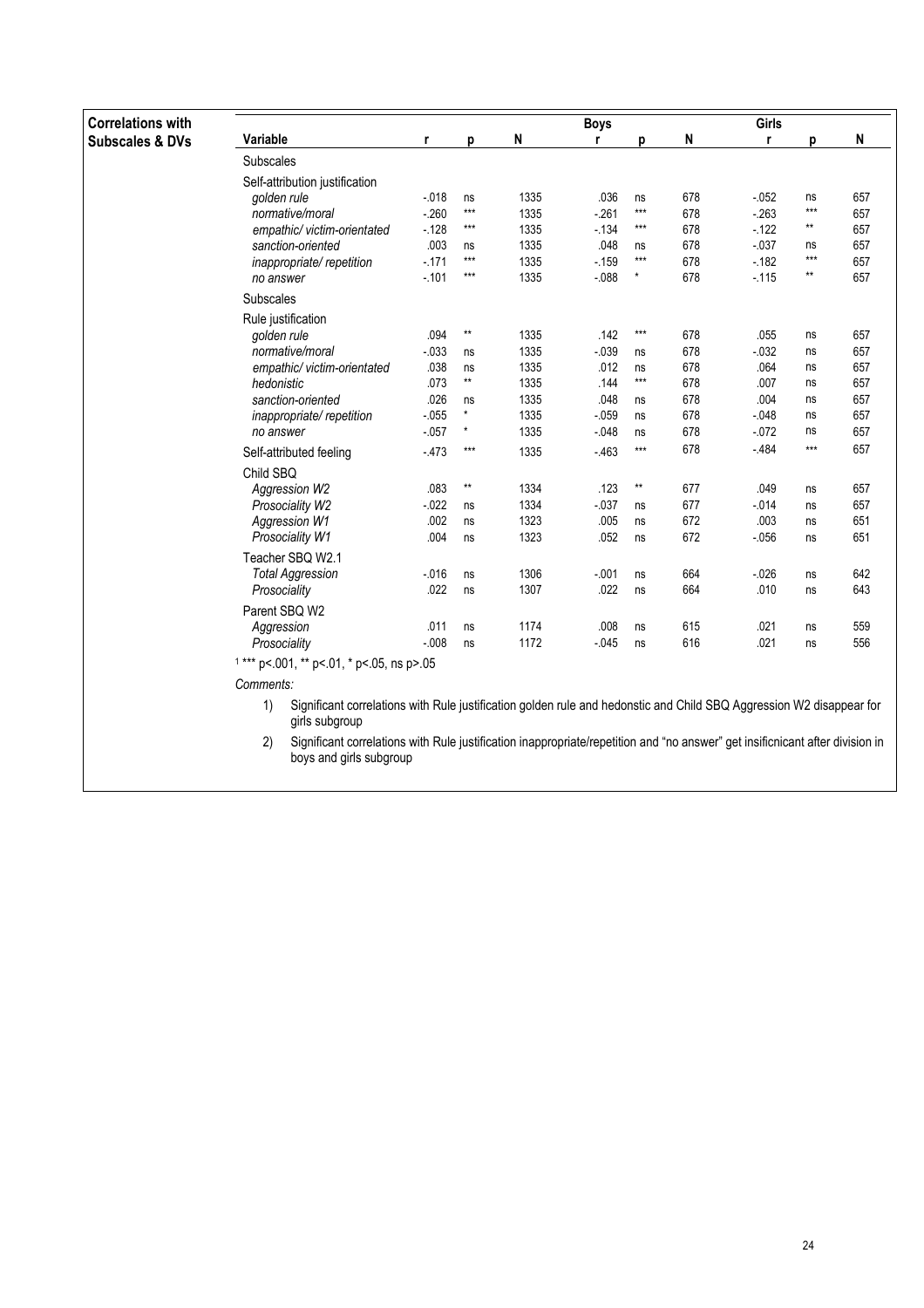**Correlations with Subscales & DVs**

| Variable | r | p | N | Boys r | p | N | Girls r | p | N |
|---|---|---|---|---|---|---|---|---|---|
| Subscales | | | | | | | | | |
| Self-attribution justification | | | | | | | | | |
| *golden rule* | -.018 | ns | 1335 | .036 | ns | 678 | -.052 | ns | 657 |
| *normative/moral* | -.260 | *** | 1335 | -.261 | *** | 678 | -.263 | *** | 657 |
| *empathic/ victim-orientated* | -.128 | *** | 1335 | -.134 | *** | 678 | -.122 | ** | 657 |
| *sanction-oriented* | .003 | ns | 1335 | .048 | ns | 678 | -.037 | ns | 657 |
| *inappropriate/ repetition* | -.171 | *** | 1335 | -.159 | *** | 678 | -.182 | *** | 657 |
| *no answer* | -.101 | *** | 1335 | -.088 | * | 678 | -.115 | ** | 657 |
| Subscales | | | | | | | | | |
| Rule justification | | | | | | | | | |
| *golden rule* | .094 | ** | 1335 | .142 | *** | 678 | .055 | ns | 657 |
| *normative/moral* | -.033 | ns | 1335 | -.039 | ns | 678 | -.032 | ns | 657 |
| *empathic/ victim-orientated* | .038 | ns | 1335 | .012 | ns | 678 | .064 | ns | 657 |
| *hedonistic* | .073 | ** | 1335 | .144 | *** | 678 | .007 | ns | 657 |
| *sanction-oriented* | .026 | ns | 1335 | .048 | ns | 678 | .004 | ns | 657 |
| *inappropriate/ repetition* | -.055 | * | 1335 | -.059 | ns | 678 | -.048 | ns | 657 |
| *no answer* | -.057 | * | 1335 | -.048 | ns | 678 | -.072 | ns | 657 |
| Self-attributed feeling | -.473 | *** | 1335 | -.463 | *** | 678 | -.484 | *** | 657 |
| Child SBQ | | | | | | | | | |
| *Aggression W2* | .083 | ** | 1334 | .123 | ** | 677 | .049 | ns | 657 |
| *Prosociality W2* | -.022 | ns | 1334 | -.037 | ns | 677 | -.014 | ns | 657 |
| *Aggression W1* | .002 | ns | 1323 | .005 | ns | 672 | .003 | ns | 651 |
| *Prosociality W1* | .004 | ns | 1323 | .052 | ns | 672 | -.056 | ns | 651 |
| Teacher SBQ W2.1 | | | | | | | | | |
| *Total Aggression* | -.016 | ns | 1306 | -.001 | ns | 664 | -.026 | ns | 642 |
| *Prosociality* | .022 | ns | 1307 | .022 | ns | 664 | .010 | ns | 643 |
| Parent SBQ W2 | | | | | | | | | |
| *Aggression* | .011 | ns | 1174 | .008 | ns | 615 | .021 | ns | 559 |
| *Prosociality* | -.008 | ns | 1172 | -.045 | ns | 616 | .021 | ns | 556 |

[1] *** p<.001, ** p<.01, * p<.05, ns p>.05

*Comments:*

1) Significant correlations with Rule justification golden rule and hedonstic and Child SBQ Aggression W2 disappear for girls subgroup

2) Significant correlations with Rule justification inappropriate/repetition and "no answer" get insificnicant after division in boys and girls subgroup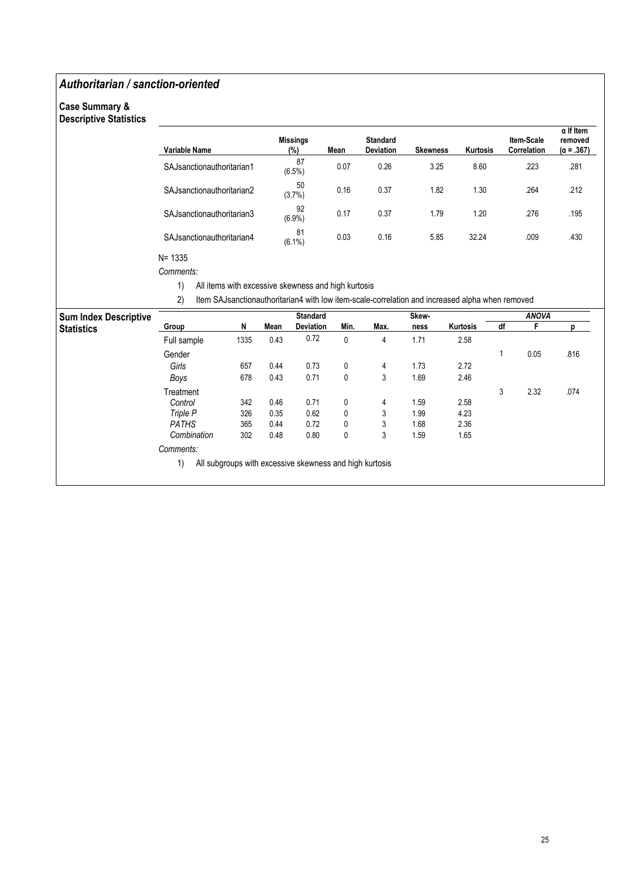## *Authoritarian / sanction-oriented*

### Case Summary & Descriptive Statistics

| Variable Name | Missings (%) | Mean | Standard Deviation | Skewness | Kurtosis | Item-Scale Correlation | α If Item removed (α = .367) |
|---|---|---|---|---|---|---|---|
| SAJsanctionauthoritarian1 | 87 (6.5%) | 0.07 | 0.26 | 3.25 | 8.60 | .223 | .281 |
| SAJsanctionauthoritarian2 | 50 (3.7%) | 0.16 | 0.37 | 1.82 | 1.30 | .264 | .212 |
| SAJsanctionauthoritarian3 | 92 (6.9%) | 0.17 | 0.37 | 1.79 | 1.20 | .276 | .195 |
| SAJsanctionauthoritarian4 | 81 (6.1%) | 0.03 | 0.16 | 5.85 | 32.24 | .009 | .430 |

N= 1335

*Comments:*

1) All items with excessive skewness and high kurtosis
2) Item SAJsanctionauthoritarian4 with low item-scale-correlation and increased alpha when removed

### Sum Index Descriptive Statistics

| Group | N | Mean | Standard Deviation | Min. | Max. | Skewness | Kurtosis | ANOVA df | ANOVA F | ANOVA p |
|---|---|---|---|---|---|---|---|---|---|---|
| Full sample | 1335 | 0.43 | 0.72 | 0 | 4 | 1.71 | 2.58 | | | |
| Gender | | | | | | | | 1 | 0.05 | .816 |
| *Girls* | 657 | 0.44 | 0.73 | 0 | 4 | 1.73 | 2.72 | | | |
| *Boys* | 678 | 0.43 | 0.71 | 0 | 3 | 1.69 | 2.46 | | | |
| Treatment | | | | | | | | 3 | 2.32 | .074 |
| *Control* | 342 | 0.46 | 0.71 | 0 | 4 | 1.59 | 2.58 | | | |
| *Triple P* | 326 | 0.35 | 0.62 | 0 | 3 | 1.99 | 4.23 | | | |
| *PATHS* | 365 | 0.44 | 0.72 | 0 | 3 | 1.68 | 2.36 | | | |
| *Combination* | 302 | 0.48 | 0.80 | 0 | 3 | 1.59 | 1.65 | | | |

*Comments:*

1) All subgroups with excessive skewness and high kurtosis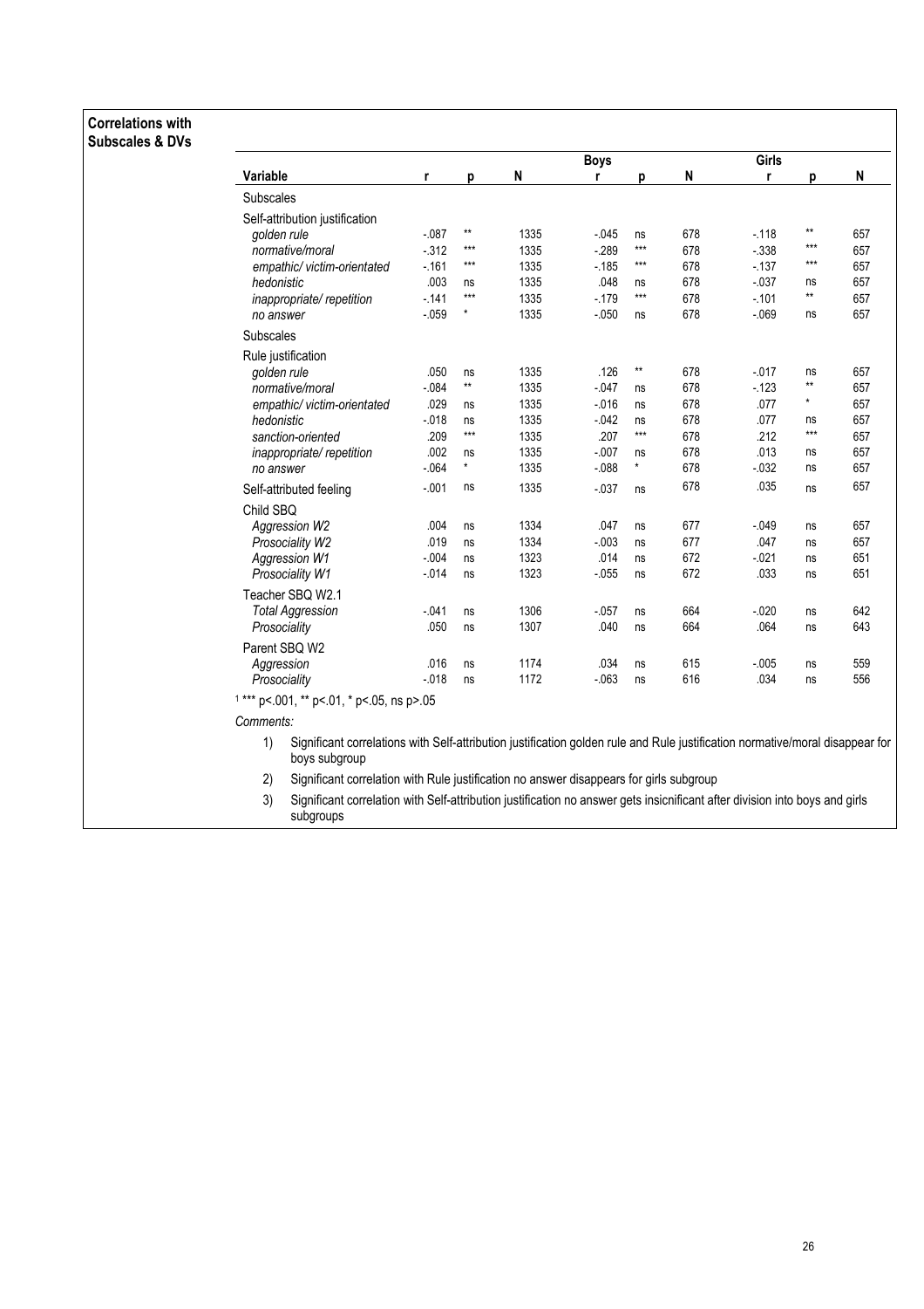**Correlations with Subscales & DVs**

| Variable | r | p | N | Boys r | p | N | Girls r | p | N |
|---|---|---|---|---|---|---|---|---|---|
| Subscales | | | | | | | | | |
| Self-attribution justification | | | | | | | | | |
| *golden rule* | -.087 | ** | 1335 | -.045 | ns | 678 | -.118 | ** | 657 |
| *normative/moral* | -.312 | *** | 1335 | -.289 | *** | 678 | -.338 | *** | 657 |
| *empathic/ victim-orientated* | -.161 | *** | 1335 | -.185 | *** | 678 | -.137 | *** | 657 |
| *hedonistic* | .003 | ns | 1335 | .048 | ns | 678 | -.037 | ns | 657 |
| *inappropriate/ repetition* | -.141 | *** | 1335 | -.179 | *** | 678 | -.101 | ** | 657 |
| *no answer* | -.059 | * | 1335 | -.050 | ns | 678 | -.069 | ns | 657 |
| Subscales | | | | | | | | | |
| Rule justification | | | | | | | | | |
| *golden rule* | .050 | ns | 1335 | .126 | ** | 678 | -.017 | ns | 657 |
| *normative/moral* | -.084 | ** | 1335 | -.047 | ns | 678 | -.123 | ** | 657 |
| *empathic/ victim-orientated* | .029 | ns | 1335 | -.016 | ns | 678 | .077 | * | 657 |
| *hedonistic* | -.018 | ns | 1335 | -.042 | ns | 678 | .077 | ns | 657 |
| *sanction-oriented* | .209 | *** | 1335 | .207 | *** | 678 | .212 | *** | 657 |
| *inappropriate/ repetition* | .002 | ns | 1335 | -.007 | ns | 678 | .013 | ns | 657 |
| *no answer* | -.064 | * | 1335 | -.088 | * | 678 | -.032 | ns | 657 |
| Self-attributed feeling | -.001 | ns | 1335 | -.037 | ns | 678 | .035 | ns | 657 |
| Child SBQ | | | | | | | | | |
| *Aggression W2* | .004 | ns | 1334 | .047 | ns | 677 | -.049 | ns | 657 |
| *Prosociality W2* | .019 | ns | 1334 | -.003 | ns | 677 | .047 | ns | 657 |
| *Aggression W1* | -.004 | ns | 1323 | .014 | ns | 672 | -.021 | ns | 651 |
| *Prosociality W1* | -.014 | ns | 1323 | -.055 | ns | 672 | .033 | ns | 651 |
| Teacher SBQ W2.1 | | | | | | | | | |
| *Total Aggression* | -.041 | ns | 1306 | -.057 | ns | 664 | -.020 | ns | 642 |
| *Prosociality* | .050 | ns | 1307 | .040 | ns | 664 | .064 | ns | 643 |
| Parent SBQ W2 | | | | | | | | | |
| *Aggression* | .016 | ns | 1174 | .034 | ns | 615 | -.005 | ns | 559 |
| *Prosociality* | -.018 | ns | 1172 | -.063 | ns | 616 | .034 | ns | 556 |

[1] *** p<.001, ** p<.01, * p<.05, ns p>.05

*Comments:*

1) Significant correlations with Self-attribution justification golden rule and Rule justification normative/moral disappear for boys subgroup
2) Significant correlation with Rule justification no answer disappears for girls subgroup
3) Significant correlation with Self-attribution justification no answer gets insicnificant after division into boys and girls subgroups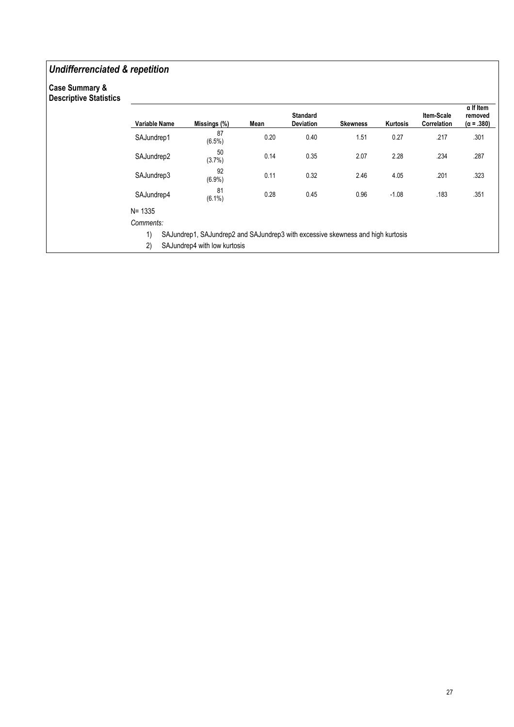## *Undifferrenciated & repetition*

**Case Summary & Descriptive Statistics**

| Variable Name | Missings (%) | Mean | Standard Deviation | Skewness | Kurtosis | Item-Scale Correlation | α If Item removed (α = .380) |
|---|---|---|---|---|---|---|---|
| SAJundrep1 | 87 (6.5%) | 0.20 | 0.40 | 1.51 | 0.27 | .217 | .301 |
| SAJundrep2 | 50 (3.7%) | 0.14 | 0.35 | 2.07 | 2.28 | .234 | .287 |
| SAJundrep3 | 92 (6.9%) | 0.11 | 0.32 | 2.46 | 4.05 | .201 | .323 |
| SAJundrep4 | 81 (6.1%) | 0.28 | 0.45 | 0.96 | -1.08 | .183 | .351 |

N= 1335

*Comments:*

1) SAJundrep1, SAJundrep2 and SAJundrep3 with excessive skewness and high kurtosis
2) SAJundrep4 with low kurtosis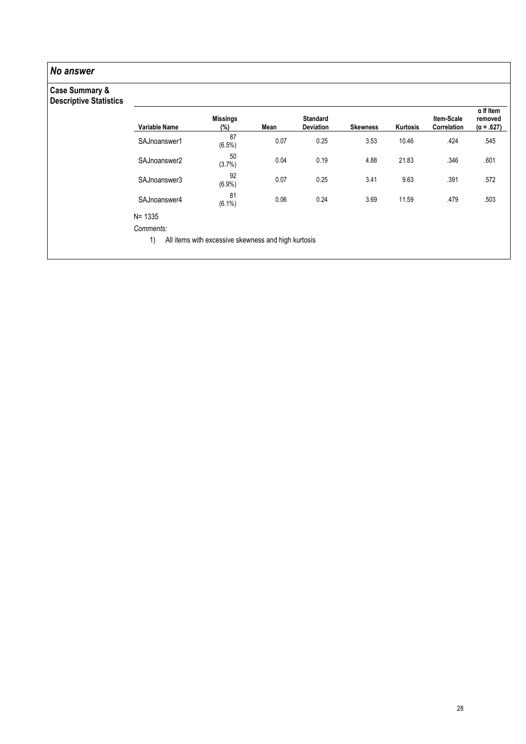## *No answer*

### Case Summary & Descriptive Statistics

| Variable Name | Missings (%) | Mean | Standard Deviation | Skewness | Kurtosis | Item-Scale Correlation | α If Item removed (α = .627) |
|---|---|---|---|---|---|---|---|
| SAJnoanswer1 | 87 (6.5%) | 0.07 | 0.25 | 3.53 | 10.46 | .424 | .545 |
| SAJnoanswer2 | 50 (3.7%) | 0.04 | 0.19 | 4.88 | 21.83 | .346 | .601 |
| SAJnoanswer3 | 92 (6.9%) | 0.07 | 0.25 | 3.41 | 9.63 | .391 | .572 |
| SAJnoanswer4 | 81 (6.1%) | 0.06 | 0.24 | 3.69 | 11.59 | .479 | .503 |

N= 1335

*Comments:*

1) All items with excessive skewness and high kurtosis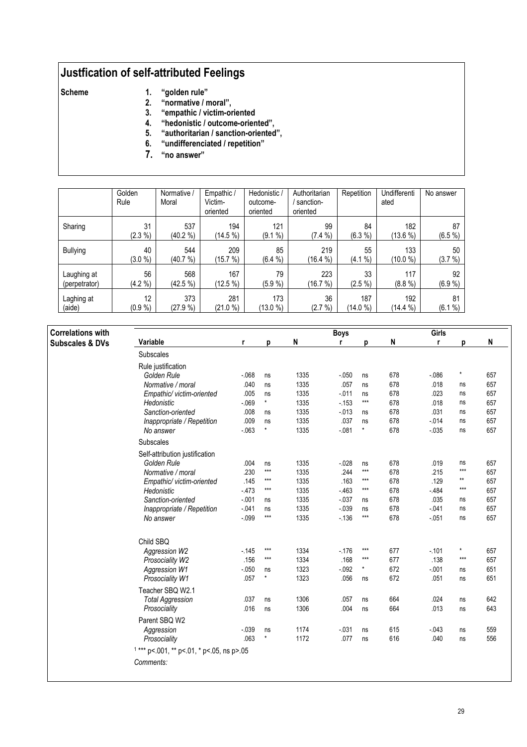# Justfication of self-attributed Feelings

**Scheme**

1. **"golden rule"**
2. **"normative / moral",**
3. **"empathic / victim-oriented**
4. **"hedonistic / outcome-oriented",**
5. **"authoritarian / sanction-oriented",**
6. **"undifferenciated / repetition"**
7. **"no answer"**

| | Golden Rule | Normative / Moral | Empathic / Victim-oriented | Hedonistic / outcome-oriented | Authoritarian / sanction-oriented | Repetition | Undifferentiated | No answer |
|---|---|---|---|---|---|---|---|---|
| Sharing | 31 (2.3 %) | 537 (40.2 %) | 194 (14.5 %) | 121 (9.1 %) | 99 (7.4 %) | 84 (6.3 %) | 182 (13.6 %) | 87 (6.5 %) |
| Bullying | 40 (3.0 %) | 544 (40.7 %) | 209 (15.7 %) | 85 (6.4 %) | 219 (16.4 %) | 55 (4.1 %) | 133 (10.0 %) | 50 (3.7 %) |
| Laughing at (perpetrator) | 56 (4.2 %) | 568 (42.5 %) | 167 (12.5 %) | 79 (5.9 %) | 223 (16.7 %) | 33 (2.5 %) | 117 (8.8 %) | 92 (6.9 %) |
| Laghing at (aide) | 12 (0.9 %) | 373 (27.9 %) | 281 (21.0 %) | 173 (13.0 %) | 36 (2.7 %) | 187 (14.0 %) | 192 (14.4 %) | 81 (6.1 %) |

**Correlations with Subscales & DVs**

| Variable | r | p | N | Boys r | p | N | Girls r | p | N |
|---|---|---|---|---|---|---|---|---|---|
| Subscales | | | | | | | | | |
| Rule justification | | | | | | | | | |
| *Golden Rule* | -.068 | ns | 1335 | -.050 | ns | 678 | -.086 | * | 657 |
| *Normative / moral* | .040 | ns | 1335 | .057 | ns | 678 | .018 | ns | 657 |
| *Empathic/ victim-oriented* | .005 | ns | 1335 | -.011 | ns | 678 | .023 | ns | 657 |
| *Hedonistic* | -.069 | * | 1335 | -.153 | *** | 678 | .018 | ns | 657 |
| *Sanction-oriented* | .008 | ns | 1335 | -.013 | ns | 678 | .031 | ns | 657 |
| *Inappropriate / Repetition* | .009 | ns | 1335 | .037 | ns | 678 | -.014 | ns | 657 |
| *No answer* | -.063 | * | 1335 | -.081 | * | 678 | -.035 | ns | 657 |
| Subscales | | | | | | | | | |
| Self-attribution justification | | | | | | | | | |
| *Golden Rule* | .004 | ns | 1335 | -.028 | ns | 678 | .019 | ns | 657 |
| *Normative / moral* | .230 | *** | 1335 | .244 | *** | 678 | .215 | *** | 657 |
| *Empathic/ victim-oriented* | .145 | *** | 1335 | .163 | *** | 678 | .129 | ** | 657 |
| *Hedonistic* | -.473 | *** | 1335 | -.463 | *** | 678 | -.484 | *** | 657 |
| *Sanction-oriented* | -.001 | ns | 1335 | -.037 | ns | 678 | .035 | ns | 657 |
| *Inappropriate / Repetition* | -.041 | ns | 1335 | -.039 | ns | 678 | -.041 | ns | 657 |
| *No answer* | -.099 | *** | 1335 | -.136 | *** | 678 | -.051 | ns | 657 |
| Child SBQ | | | | | | | | | |
| *Aggression W2* | -.145 | *** | 1334 | -.176 | *** | 677 | -.101 | * | 657 |
| *Prosociality W2* | .156 | *** | 1334 | .168 | *** | 677 | .138 | *** | 657 |
| *Aggression W1* | -.050 | ns | 1323 | -.092 | * | 672 | -.001 | ns | 651 |
| *Prosociality W1* | .057 | * | 1323 | .056 | ns | 672 | .051 | ns | 651 |
| Teacher SBQ W2.1 | | | | | | | | | |
| *Total Aggression* | .037 | ns | 1306 | .057 | ns | 664 | .024 | ns | 642 |
| *Prosociality* | .016 | ns | 1306 | .004 | ns | 664 | .013 | ns | 643 |
| Parent SBQ W2 | | | | | | | | | |
| *Aggression* | -.039 | ns | 1174 | -.031 | ns | 615 | -.043 | ns | 559 |
| *Prosociality* | .063 | * | 1172 | .077 | ns | 616 | .040 | ns | 556 |

[1] *** p<.001, ** p<.01, * p<.05, ns p>.05

*Comments:*